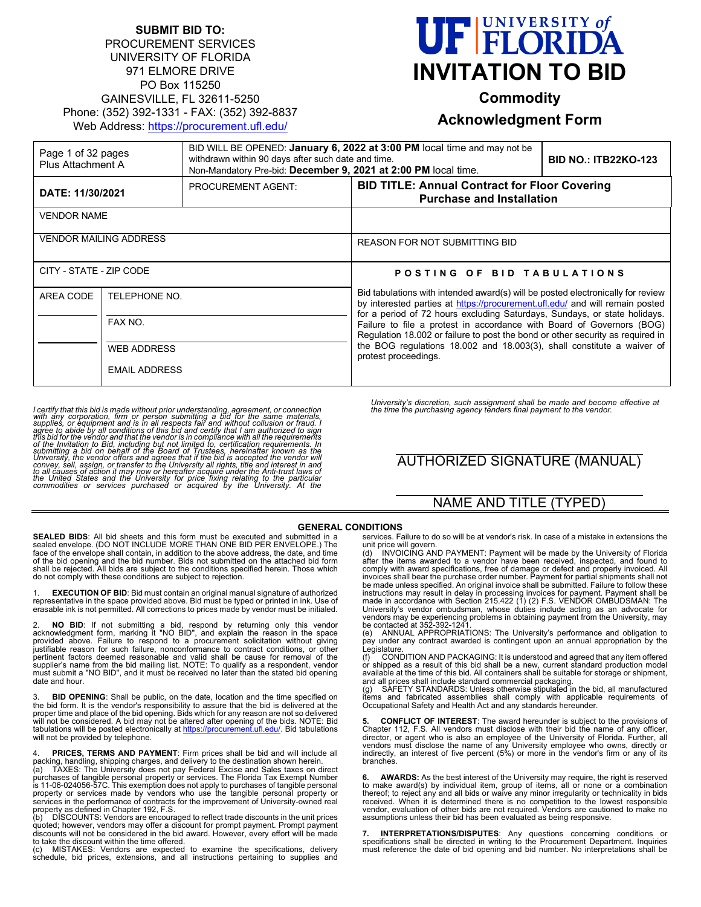**SUBMIT BID TO:**
PROCUREMENT SERVICES
UNIVERSITY OF FLORIDA
971 ELMORE DRIVE
PO Box 115250
GAINESVILLE, FL 32611-5250
Phone: (352) 392-1331 - FAX: (352) 392-8837
Web Address: https://procurement.ufl.edu/

# UF UNIVERSITY of FLORIDA
# INVITATION TO BID
## Commodity
## Acknowledgment Form

| Page 1 of 32 pages Plus Attachment A | BID WILL BE OPENED: **January 6, 2022 at 3:00 PM** local time and may not be withdrawn within 90 days after such date and time. Non-Mandatory Pre-bid: **December 9, 2021 at 2:00 PM** local time. | | **BID NO.: ITB22KO-123** |
|---|---|---|---|
| **DATE: 11/30/2021** | PROCUREMENT AGENT: | **BID TITLE: Annual Contract for Floor Covering Purchase and Installation** | |
| VENDOR NAME | | | |
| VENDOR MAILING ADDRESS | | REASON FOR NOT SUBMITTING BID | |
| CITY - STATE - ZIP CODE | | **POSTING OF BID TABULATIONS** | |
| AREA CODE | TELEPHONE NO. | Bid tabulations with intended award(s) will be posted electronically for review by interested parties at https://procurement.ufl.edu/ and will remain posted for a period of 72 hours excluding Saturdays, Sundays, or state holidays. Failure to file a protest in accordance with Board of Governors (BOG) Regulation 18.002 or failure to post the bond or other security as required in the BOG regulations 18.002 and 18.003(3), shall constitute a waiver of protest proceedings. | |
| | FAX NO. | | |
| | WEB ADDRESS | | |
| | EMAIL ADDRESS | | |

*I certify that this bid is made without prior understanding, agreement, or connection with any corporation, firm or person submitting a bid for the same materials, supplies, or equipment and is in all respects fair and without collusion or fraud. I agree to abide by all conditions of this bid and certify that I am authorized to sign this bid for the vendor and that the vendor is in compliance with all the requirements of the Invitation to Bid, including but not limited to, certification requirements. In submitting a bid on behalf of the Board of Trustees, hereinafter known as the University, the vendor offers and agrees that if the bid is accepted the vendor will convey, sell, assign, or transfer to the University all rights, title and interest in and to all causes of action it may now or hereafter acquire under the Anti-trust laws of the United States and the University for price fixing relating to the particular commodities or services purchased or acquired by the University. At the University's discretion, such assignment shall be made and become effective at the time the purchasing agency tenders final payment to the vendor.*

AUTHORIZED SIGNATURE (MANUAL)

NAME AND TITLE (TYPED)

## GENERAL CONDITIONS

**SEALED BIDS**: All bid sheets and this form must be executed and submitted in a sealed envelope. (DO NOT INCLUDE MORE THAN ONE BID PER ENVELOPE.) The face of the envelope shall contain, in addition to the above address, the date, and time of the bid opening and the bid number. Bids not submitted on the attached bid form shall be rejected. All bids are subject to the conditions specified herein. Those which do not comply with these conditions are subject to rejection.

1. **EXECUTION OF BID**: Bid must contain an original manual signature of authorized representative in the space provided above. Bid must be typed or printed in ink. Use of erasable ink is not permitted. All corrections to prices made by vendor must be initialed.

2. **NO BID**: If not submitting a bid, respond by returning only this vendor acknowledgment form, marking it "NO BID", and explain the reason in the space provided above. Failure to respond to a procurement solicitation without giving justifiable reason for such failure, nonconformance to contract conditions, or other pertinent factors deemed reasonable and valid shall be cause for removal of the supplier's name from the bid mailing list. NOTE: To qualify as a respondent, vendor must submit a "NO BID", and it must be received no later than the stated bid opening date and hour.

3. **BID OPENING**: Shall be public, on the date, location and the time specified on the bid form. It is the vendor's responsibility to assure that the bid is delivered at the proper time and place of the bid opening. Bids which for any reason are not so delivered will not be considered. A bid may not be altered after opening of the bids. NOTE: Bid tabulations will be posted electronically at https://procurement.ufl.edu/. Bid tabulations will not be provided by telephone.

4. **PRICES, TERMS AND PAYMENT**: Firm prices shall be bid and will include all packing, handling, shipping charges, and delivery to the destination shown herein.
(a) TAXES: The University does not pay Federal Excise and Sales taxes on direct purchases of tangible personal property or services. The Florida Tax Exempt Number is 11-06-024056-57C. This exemption does not apply to purchases of tangible personal property or services made by vendors who use the tangible personal property or services in the performance of contracts for the improvement of University-owned real property as defined in Chapter 192, F.S.
(b) DISCOUNTS: Vendors are encouraged to reflect trade discounts in the unit prices quoted; however, vendors may offer a discount for prompt payment. Prompt payment discounts will not be considered in the bid award. However, every effort will be made to take the discount within the time offered.
(c) MISTAKES: Vendors are expected to examine the specifications, delivery schedule, bid prices, extensions, and all instructions pertaining to supplies and services. Failure to do so will be at vendor's risk. In case of a mistake in extensions the unit price will govern.
(d) INVOICING AND PAYMENT: Payment will be made by the University of Florida after the items awarded to a vendor have been received, inspected, and found to comply with award specifications, free of damage or defect and properly invoiced. All invoices shall bear the purchase order number. Payment for partial shipments shall not be made unless specified. An original invoice shall be submitted. Failure to follow these instructions may result in delay in processing invoices for payment. Payment shall be made in accordance with Section 215.422 (1) (2) F.S. VENDOR OMBUDSMAN: The University's vendor ombudsman, whose duties include acting as an advocate for vendors may be experiencing problems in obtaining payment from the University, may be contacted at 352-392-1241.
(e) ANNUAL APPROPRIATIONS: The University's performance and obligation to pay under any contract awarded is contingent upon an annual appropriation by the Legislature.
(f) CONDITION AND PACKAGING: It is understood and agreed that any item offered or shipped as a result of this bid shall be a new, current standard production model available at the time of this bid. All containers shall be suitable for storage or shipment, and all prices shall include standard commercial packaging.
(g) SAFETY STANDARDS: Unless otherwise stipulated in the bid, all manufactured items and fabricated assemblies shall comply with applicable requirements of Occupational Safety and Health Act and any standards hereunder.

5. **CONFLICT OF INTEREST**: The award hereunder is subject to the provisions of Chapter 112, F.S. All vendors must disclose with their bid the name of any officer, director, or agent who is also an employee of the University of Florida. Further, all vendors must disclose the name of any University employee who owns, directly or indirectly, an interest of five percent (5%) or more in the vendor's firm or any of its branches.

6. **AWARDS:** As the best interest of the University may require, the right is reserved to make award(s) by individual item, group of items, all or none or a combination thereof; to reject any and all bids or waive any minor irregularity or technicality in bids received. When it is determined there is no competition to the lowest responsible vendor, evaluation of other bids are not required. Vendors are cautioned to make no assumptions unless their bid has been evaluated as being responsive.

7. **INTERPRETATIONS/DISPUTES**: Any questions concerning conditions or specifications shall be directed in writing to the Procurement Department. Inquiries must reference the date of bid opening and bid number. No interpretations shall be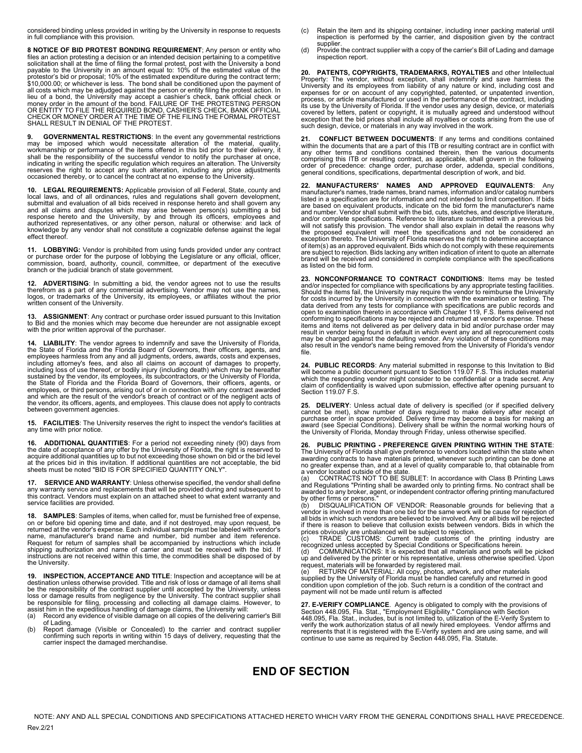considered binding unless provided in writing by the University in response to requests in full compliance with this provision.

**8 NOTICE OF BID PROTEST BONDING REQUIREMENT**; Any person or entity who files an action protesting a decision or an intended decision pertaining to a competitive solicitation shall at the time of filing the formal protest, post with the University a bond payable to the University in an amount equal to: 10% of the estimated value of the protestor's bid or proposal; 10% of the estimated expenditure during the contract term; $10,000.00; or whichever is less. The bond shall be conditioned upon the payment of all costs which may be adjudged against the person or entity filing the protest action. In lieu of a bond, the University may accept a cashier's check, bank official check or money order in the amount of the bond. FAILURE OF THE PROTESTING PERSON OR ENTITY TO FILE THE REQUIRED BOND, CASHIER'S CHECK, BANK OFFICIAL CHECK OR MONEY ORDER AT THE TIME OF THE FILING THE FORMAL PROTEST SHALL RESULT IN DENIAL OF THE PROTEST.

**9. GOVERNMENTAL RESTRICTIONS**: In the event any governmental restrictions may be imposed which would necessitate alteration of the material, quality, workmanship or performance of the items offered in this bid prior to their delivery, it shall be the responsibility of the successful vendor to notify the purchaser at once, indicating in writing the specific regulation which requires an alteration. The University reserves the right to accept any such alteration, including any price adjustments occasioned thereby, or to cancel the contract at no expense to the University.

**10. LEGAL REQUIREMENTS:** Applicable provision of all Federal, State, county and local laws, and of all ordinances, rules and regulations shall govern development, submittal and evaluation of all bids received in response hereto and shall govern any and all claims and disputes which may arise between person(s) submitting a bid response hereto and the University, by and through its officers, employees and authorized representatives, or any other person, natural or otherwise: and lack of knowledge by any vendor shall not constitute a cognizable defense against the legal effect thereof.

**11. LOBBYING:** Vendor is prohibited from using funds provided under any contract or purchase order for the purpose of lobbying the Legislature or any official, officer, commission, board, authority, council, committee, or department of the executive branch or the judicial branch of state government.

**12. ADVERTISING**: In submitting a bid, the vendor agrees not to use the results therefrom as a part of any commercial advertising. Vendor may not use the names, logos, or trademarks of the University, its employees, or affiliates without the prior written consent of the University.

**13. ASSIGNMENT**: Any contract or purchase order issued pursuant to this Invitation to Bid and the monies which may become due hereunder are not assignable except with the prior written approval of the purchaser.

**14. LIABILITY**: The vendor agrees to indemnify and save the University of Florida, the State of Florida and the Florida Board of Governors, their officers, agents, and employees harmless from any and all judgments, orders, awards, costs and expenses, including attorney's fees, and also all claims on account of damages to property, including loss of use thereof, or bodily injury (including death) which may be hereafter sustained by the vendor, its employees, its subcontractors, or the University of Florida, the State of Florida and the Florida Board of Governors, their officers, agents, or employees, or third persons, arising out of or in connection with any contract awarded and which are the result of the vendor's breach of contract or of the negligent acts of the vendor, its officers, agents, and employees. This clause does not apply to contracts between government agencies.

**15. FACILITIES**: The University reserves the right to inspect the vendor's facilities at any time with prior notice.

**16. ADDITIONAL QUANTITIES**: For a period not exceeding ninety (90) days from the date of acceptance of any offer by the University of Florida, the right is reserved to acquire additional quantities up to but not exceeding those shown on bid or the bid level at the prices bid in this invitation. If additional quantities are not acceptable, the bid sheets must be noted "BID IS FOR SPECIFIED QUANTITY ONLY".

**17. SERVICE AND WARRANTY**: Unless otherwise specified, the vendor shall define any warranty service and replacements that will be provided during and subsequent to this contract. Vendors must explain on an attached sheet to what extent warranty and service facilities are provided.

**18. SAMPLES**: Samples of items, when called for, must be furnished free of expense, on or before bid opening time and date, and if not destroyed, may upon request, be returned at the vendor's expense. Each individual sample must be labeled with vendor's name, manufacturer's brand name and number, bid number and item reference. Request for return of samples shall be accompanied by instructions which include shipping authorization and name of carrier and must be received with the bid. If instructions are not received within this time, the commodities shall be disposed of by the University.

**19. INSPECTION, ACCEPTANCE AND TITLE**: Inspection and acceptance will be at destination unless otherwise provided. Title and risk of loss or damage of all items shall be the responsibility of the contract supplier until accepted by the University, unless loss or damage results from negligence by the University. The contract supplier shall be responsible for filing, processing and collecting all damage claims. However, to assist him in the expeditious handling of damage claims, the University will:

(a) Record any evidence of visible damage on all copies of the delivering carrier's Bill of Lading.
(b) Report damage (Visible or Concealed) to the carrier and contract supplier confirming such reports in writing within 15 days of delivery, requesting that the carrier inspect the damaged merchandise.
(c) Retain the item and its shipping container, including inner packing material until inspection is performed by the carrier, and disposition given by the contract supplier.
(d) Provide the contract supplier with a copy of the carrier's Bill of Lading and damage inspection report.

**20. PATENTS, COPYRIGHTS, TRADEMARKS, ROYALTIES** and other Intellectual Property: The vendor, without exception, shall indemnify and save harmless the University and its employees from liability of any nature or kind, including cost and expenses for or on account of any copyrighted, patented, or unpatented invention, process, or article manufactured or used in the performance of the contract, including its use by the University of Florida. If the vendor uses any design, device, or materials covered by letters, patent or copyright, it is mutually agreed and understood without exception that the bid prices shall include all royalties or costs arising from the use of such design, device, or materials in any way involved in the work.

**21. CONFLICT BETWEEN DOCUMENTS**: If any terms and conditions contained within the documents that are a part of this ITB or resulting contract are in conflict with any other terms and conditions contained therein, then the various documents comprising this ITB or resulting contract, as applicable, shall govern in the following order of precedence: change order, purchase order, addenda, special conditions, general conditions, specifications, departmental description of work, and bid.

**22. MANUFACTURERS' NAMES AND APPROVED EQUIVALENTS**: Any manufacturer's names, trade names, brand names, information and/or catalog numbers listed in a specification are for information and not intended to limit competition. If bids are based on equivalent products, indicate on the bid form the manufacturer's name and number. Vendor shall submit with the bid, cuts, sketches, and descriptive literature, and/or complete specifications. Reference to literature submitted with a previous bid will not satisfy this provision. The vendor shall also explain in detail the reasons why the proposed equivalent will meet the specifications and not be considered an exception thereto. The University of Florida reserves the right to determine acceptance of item(s) as an approved equivalent. Bids which do not comply with these requirements are subject to rejection. Bids lacking any written indication of intent to quote an alternate brand will be received and considered in complete compliance with the specifications as listed on the bid form.

**23. NONCONFORMANCE TO CONTRACT CONDITIONS**: Items may be tested and/or inspected for compliance with specifications by any appropriate testing facilities. Should the items fail, the University may require the vendor to reimburse the University for costs incurred by the University in connection with the examination or testing. The data derived from any tests for compliance with specifications are public records and open to examination thereto in accordance with Chapter 119, F.S. Items delivered not conforming to specifications may be rejected and returned at vendor's expense. These items and items not delivered as per delivery data in bid and/or purchase order may result in vendor being found in default in which event any and all reprocurement costs may be charged against the defaulting vendor. Any violation of these conditions may also result in the vendor's name being removed from the University of Florida's vendor file.

**24. PUBLIC RECORDS**: Any material submitted in response to this Invitation to Bid will become a public document pursuant to Section 119.07 F.S. This includes material which the responding vendor might consider to be confidential or a trade secret. Any claim of confidentiality is waived upon submission, effective after opening pursuant to Section 119.07 F.S.

**25. DELIVERY**: Unless actual date of delivery is specified (or if specified delivery cannot be met), show number of days required to make delivery after receipt of purchase order in space provided. Delivery time may become a basis for making an award (see Special Conditions). Delivery shall be within the normal working hours of the University of Florida, Monday through Friday, unless otherwise specified.

**26. PUBLIC PRINTING - PREFERENCE GIVEN PRINTING WITHIN THE STATE**: The University of Florida shall give preference to vendors located within the state when awarding contracts to have materials printed, whenever such printing can be done at no greater expense than, and at a level of quality comparable to, that obtainable from a vendor located outside of the state.

(a) CONTRACTS NOT TO BE SUBLET: In accordance with Class B Printing Laws and Regulations "Printing shall be awarded only to printing firms. No contract shall be awarded to any broker, agent, or independent contractor offering printing manufactured by other firms or persons."
(b) DISQUALIFICATION OF VENDOR: Reasonable grounds for believing that a vendor is involved in more than one bid for the same work will be cause for rejection of all bids in which such vendors are believed to be involved. Any or all bids will be rejected if there is reason to believe that collusion exists between vendors. Bids in which the prices obviously are unbalanced will be subject to rejection.
(c) TRADE CUSTOMS: Current trade customs of the printing industry are recognized unless accepted by Special Conditions or Specifications herein.
(d) COMMUNICATIONS: It is expected that all materials and proofs will be picked up and delivered by the printer or his representative, unless otherwise specified. Upon request, materials will be forwarded by registered mail.
(e) RETURN OF MATERIAL: All copy, photos, artwork, and other materials supplied by the University of Florida must be handled carefully and returned in good condition upon completion of the job. Such return is a condition of the contract and payment will not be made until return is affected

**27. E-VERIFY COMPLIANCE**. Agency is obligated to comply with the provisions of Section 448.095, Fla. Stat., "Employment Eligibility." Compliance with Section 448.095, Fla. Stat., includes, but is not limited to, utilization of the E-Verify System to verify the work authorization status of all newly hired employees. Vendor affirms and represents that it is registered with the E-Verify system and are using same, and will continue to use same as required by Section 448.095, Fla. Statute.

# END OF SECTION

NOTE: ANY AND ALL SPECIAL CONDITIONS AND SPECIFICATIONS ATTACHED HERETO WHICH VARY FROM THE GENERAL CONDITIONS SHALL HAVE PRECEDENCE.

Rev.2/21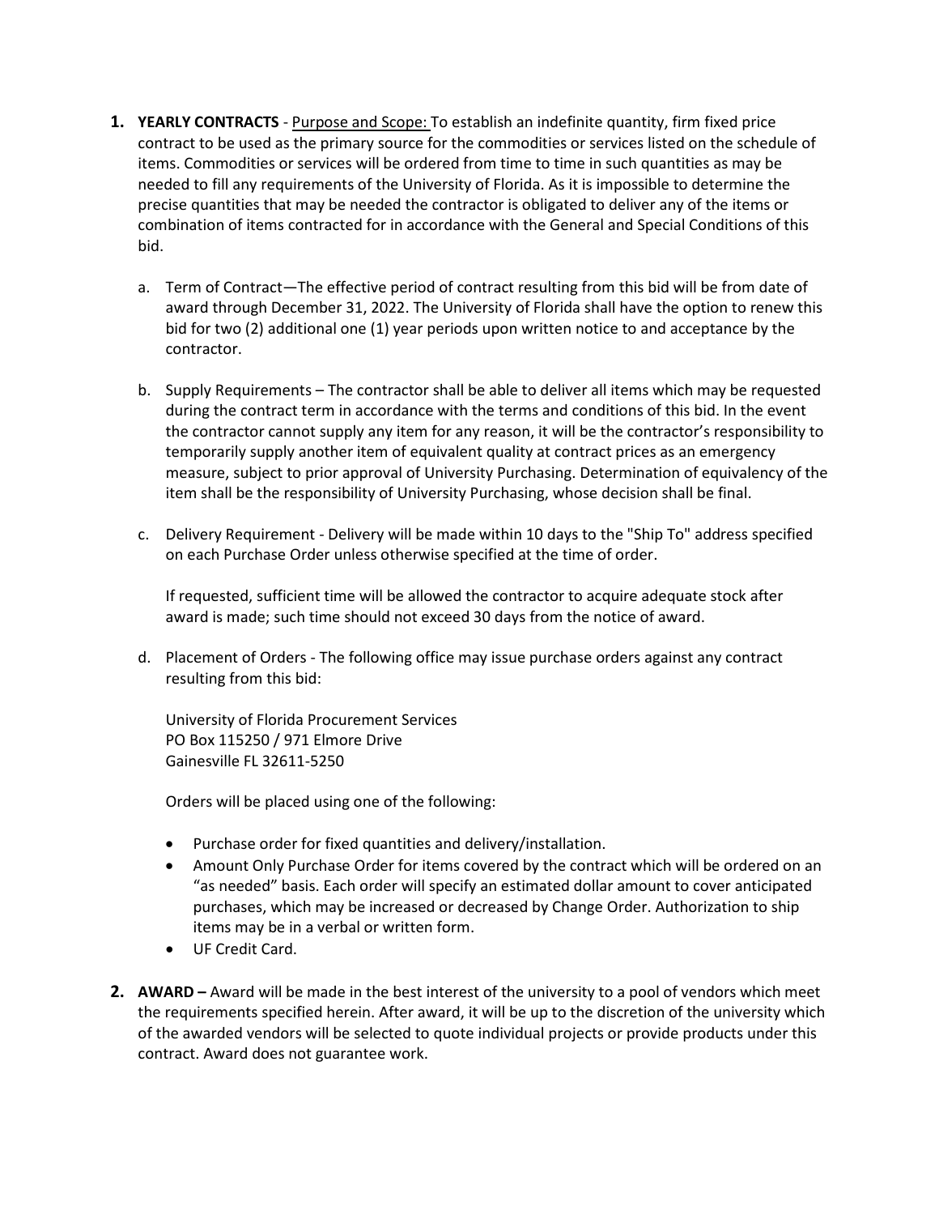1. **YEARLY CONTRACTS** - Purpose and Scope: To establish an indefinite quantity, firm fixed price contract to be used as the primary source for the commodities or services listed on the schedule of items. Commodities or services will be ordered from time to time in such quantities as may be needed to fill any requirements of the University of Florida. As it is impossible to determine the precise quantities that may be needed the contractor is obligated to deliver any of the items or combination of items contracted for in accordance with the General and Special Conditions of this bid.

   a. Term of Contract—The effective period of contract resulting from this bid will be from date of award through December 31, 2022. The University of Florida shall have the option to renew this bid for two (2) additional one (1) year periods upon written notice to and acceptance by the contractor.

   b. Supply Requirements – The contractor shall be able to deliver all items which may be requested during the contract term in accordance with the terms and conditions of this bid. In the event the contractor cannot supply any item for any reason, it will be the contractor's responsibility to temporarily supply another item of equivalent quality at contract prices as an emergency measure, subject to prior approval of University Purchasing. Determination of equivalency of the item shall be the responsibility of University Purchasing, whose decision shall be final.

   c. Delivery Requirement - Delivery will be made within 10 days to the "Ship To" address specified on each Purchase Order unless otherwise specified at the time of order.

      If requested, sufficient time will be allowed the contractor to acquire adequate stock after award is made; such time should not exceed 30 days from the notice of award.

   d. Placement of Orders - The following office may issue purchase orders against any contract resulting from this bid:

      University of Florida Procurement Services
      PO Box 115250 / 971 Elmore Drive
      Gainesville FL 32611-5250

      Orders will be placed using one of the following:

      - Purchase order for fixed quantities and delivery/installation.
      - Amount Only Purchase Order for items covered by the contract which will be ordered on an "as needed" basis. Each order will specify an estimated dollar amount to cover anticipated purchases, which may be increased or decreased by Change Order. Authorization to ship items may be in a verbal or written form.
      - UF Credit Card.

2. **AWARD –** Award will be made in the best interest of the university to a pool of vendors which meet the requirements specified herein. After award, it will be up to the discretion of the university which of the awarded vendors will be selected to quote individual projects or provide products under this contract. Award does not guarantee work.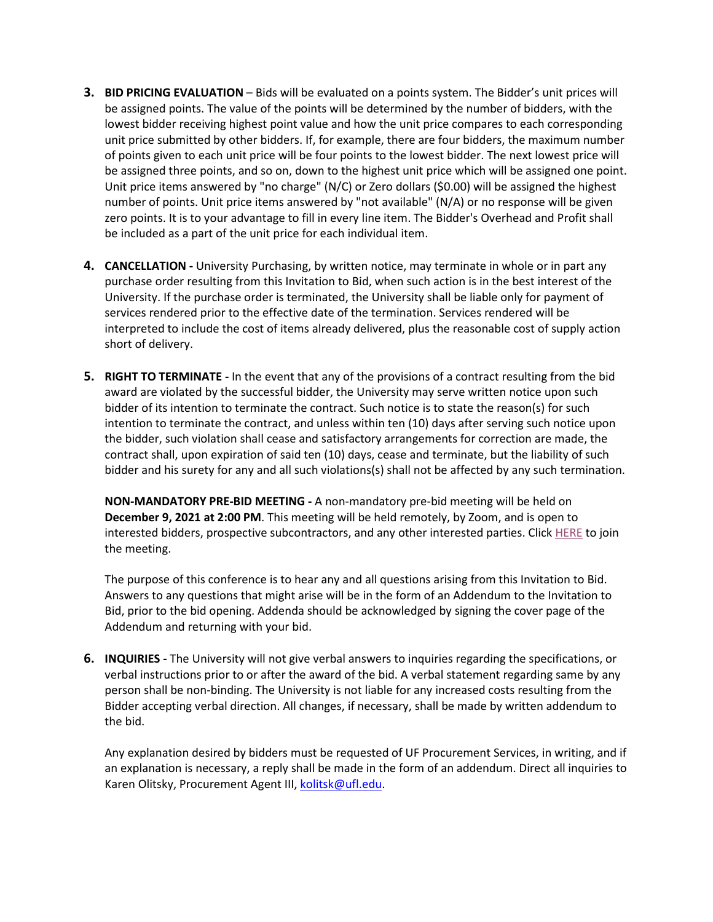3. **BID PRICING EVALUATION** – Bids will be evaluated on a points system. The Bidder's unit prices will be assigned points. The value of the points will be determined by the number of bidders, with the lowest bidder receiving highest point value and how the unit price compares to each corresponding unit price submitted by other bidders. If, for example, there are four bidders, the maximum number of points given to each unit price will be four points to the lowest bidder. The next lowest price will be assigned three points, and so on, down to the highest unit price which will be assigned one point. Unit price items answered by "no charge" (N/C) or Zero dollars ($0.00) will be assigned the highest number of points. Unit price items answered by "not available" (N/A) or no response will be given zero points. It is to your advantage to fill in every line item. The Bidder's Overhead and Profit shall be included as a part of the unit price for each individual item.

4. **CANCELLATION -** University Purchasing, by written notice, may terminate in whole or in part any purchase order resulting from this Invitation to Bid, when such action is in the best interest of the University. If the purchase order is terminated, the University shall be liable only for payment of services rendered prior to the effective date of the termination. Services rendered will be interpreted to include the cost of items already delivered, plus the reasonable cost of supply action short of delivery.

5. **RIGHT TO TERMINATE -** In the event that any of the provisions of a contract resulting from the bid award are violated by the successful bidder, the University may serve written notice upon such bidder of its intention to terminate the contract. Such notice is to state the reason(s) for such intention to terminate the contract, and unless within ten (10) days after serving such notice upon the bidder, such violation shall cease and satisfactory arrangements for correction are made, the contract shall, upon expiration of said ten (10) days, cease and terminate, but the liability of such bidder and his surety for any and all such violations(s) shall not be affected by any such termination.

   **NON-MANDATORY PRE-BID MEETING -** A non-mandatory pre-bid meeting will be held on **December 9, 2021 at 2:00 PM**. This meeting will be held remotely, by Zoom, and is open to interested bidders, prospective subcontractors, and any other interested parties. Click HERE to join the meeting.

   The purpose of this conference is to hear any and all questions arising from this Invitation to Bid. Answers to any questions that might arise will be in the form of an Addendum to the Invitation to Bid, prior to the bid opening. Addenda should be acknowledged by signing the cover page of the Addendum and returning with your bid.

6. **INQUIRIES -** The University will not give verbal answers to inquiries regarding the specifications, or verbal instructions prior to or after the award of the bid. A verbal statement regarding same by any person shall be non-binding. The University is not liable for any increased costs resulting from the Bidder accepting verbal direction. All changes, if necessary, shall be made by written addendum to the bid.

   Any explanation desired by bidders must be requested of UF Procurement Services, in writing, and if an explanation is necessary, a reply shall be made in the form of an addendum. Direct all inquiries to Karen Olitsky, Procurement Agent III, kolitsk@ufl.edu.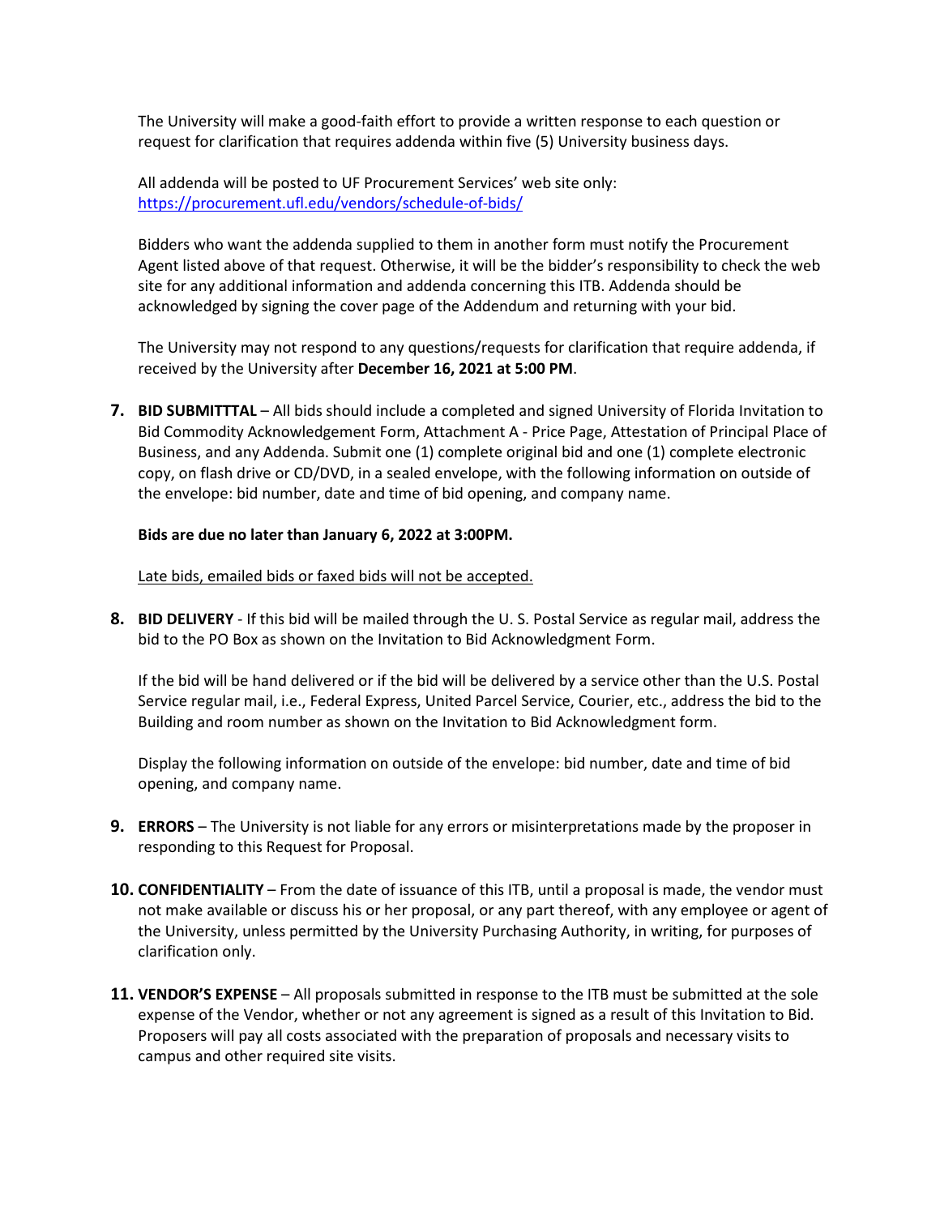The University will make a good-faith effort to provide a written response to each question or request for clarification that requires addenda within five (5) University business days.

All addenda will be posted to UF Procurement Services' web site only: https://procurement.ufl.edu/vendors/schedule-of-bids/

Bidders who want the addenda supplied to them in another form must notify the Procurement Agent listed above of that request. Otherwise, it will be the bidder's responsibility to check the web site for any additional information and addenda concerning this ITB. Addenda should be acknowledged by signing the cover page of the Addendum and returning with your bid.

The University may not respond to any questions/requests for clarification that require addenda, if received by the University after **December 16, 2021 at 5:00 PM**.

**7. BID SUBMITTTAL** – All bids should include a completed and signed University of Florida Invitation to Bid Commodity Acknowledgement Form, Attachment A - Price Page, Attestation of Principal Place of Business, and any Addenda. Submit one (1) complete original bid and one (1) complete electronic copy, on flash drive or CD/DVD, in a sealed envelope, with the following information on outside of the envelope: bid number, date and time of bid opening, and company name.

**Bids are due no later than January 6, 2022 at 3:00PM.**

Late bids, emailed bids or faxed bids will not be accepted.

**8. BID DELIVERY** - If this bid will be mailed through the U. S. Postal Service as regular mail, address the bid to the PO Box as shown on the Invitation to Bid Acknowledgment Form.

If the bid will be hand delivered or if the bid will be delivered by a service other than the U.S. Postal Service regular mail, i.e., Federal Express, United Parcel Service, Courier, etc., address the bid to the Building and room number as shown on the Invitation to Bid Acknowledgment form.

Display the following information on outside of the envelope: bid number, date and time of bid opening, and company name.

**9. ERRORS** – The University is not liable for any errors or misinterpretations made by the proposer in responding to this Request for Proposal.

**10. CONFIDENTIALITY** – From the date of issuance of this ITB, until a proposal is made, the vendor must not make available or discuss his or her proposal, or any part thereof, with any employee or agent of the University, unless permitted by the University Purchasing Authority, in writing, for purposes of clarification only.

**11. VENDOR'S EXPENSE** – All proposals submitted in response to the ITB must be submitted at the sole expense of the Vendor, whether or not any agreement is signed as a result of this Invitation to Bid. Proposers will pay all costs associated with the preparation of proposals and necessary visits to campus and other required site visits.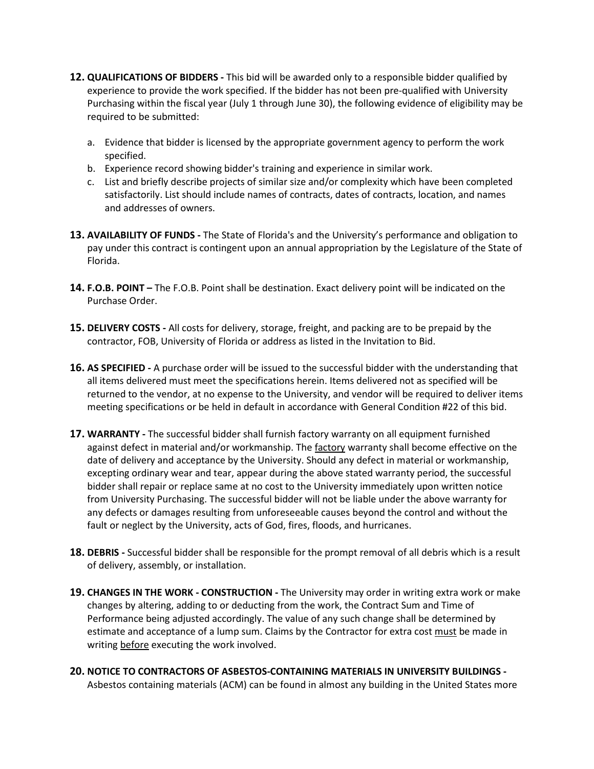**12. QUALIFICATIONS OF BIDDERS -** This bid will be awarded only to a responsible bidder qualified by experience to provide the work specified. If the bidder has not been pre-qualified with University Purchasing within the fiscal year (July 1 through June 30), the following evidence of eligibility may be required to be submitted:

a. Evidence that bidder is licensed by the appropriate government agency to perform the work specified.
b. Experience record showing bidder's training and experience in similar work.
c. List and briefly describe projects of similar size and/or complexity which have been completed satisfactorily. List should include names of contracts, dates of contracts, location, and names and addresses of owners.

**13. AVAILABILITY OF FUNDS -** The State of Florida's and the University's performance and obligation to pay under this contract is contingent upon an annual appropriation by the Legislature of the State of Florida.

**14. F.O.B. POINT –** The F.O.B. Point shall be destination. Exact delivery point will be indicated on the Purchase Order.

**15. DELIVERY COSTS -** All costs for delivery, storage, freight, and packing are to be prepaid by the contractor, FOB, University of Florida or address as listed in the Invitation to Bid.

**16. AS SPECIFIED -** A purchase order will be issued to the successful bidder with the understanding that all items delivered must meet the specifications herein. Items delivered not as specified will be returned to the vendor, at no expense to the University, and vendor will be required to deliver items meeting specifications or be held in default in accordance with General Condition #22 of this bid.

**17. WARRANTY -** The successful bidder shall furnish factory warranty on all equipment furnished against defect in material and/or workmanship. The <u>factory</u> warranty shall become effective on the date of delivery and acceptance by the University. Should any defect in material or workmanship, excepting ordinary wear and tear, appear during the above stated warranty period, the successful bidder shall repair or replace same at no cost to the University immediately upon written notice from University Purchasing. The successful bidder will not be liable under the above warranty for any defects or damages resulting from unforeseeable causes beyond the control and without the fault or neglect by the University, acts of God, fires, floods, and hurricanes.

**18. DEBRIS -** Successful bidder shall be responsible for the prompt removal of all debris which is a result of delivery, assembly, or installation.

**19. CHANGES IN THE WORK - CONSTRUCTION -** The University may order in writing extra work or make changes by altering, adding to or deducting from the work, the Contract Sum and Time of Performance being adjusted accordingly. The value of any such change shall be determined by estimate and acceptance of a lump sum. Claims by the Contractor for extra cost <u>must</u> be made in writing <u>before</u> executing the work involved.

**20. NOTICE TO CONTRACTORS OF ASBESTOS-CONTAINING MATERIALS IN UNIVERSITY BUILDINGS -** Asbestos containing materials (ACM) can be found in almost any building in the United States more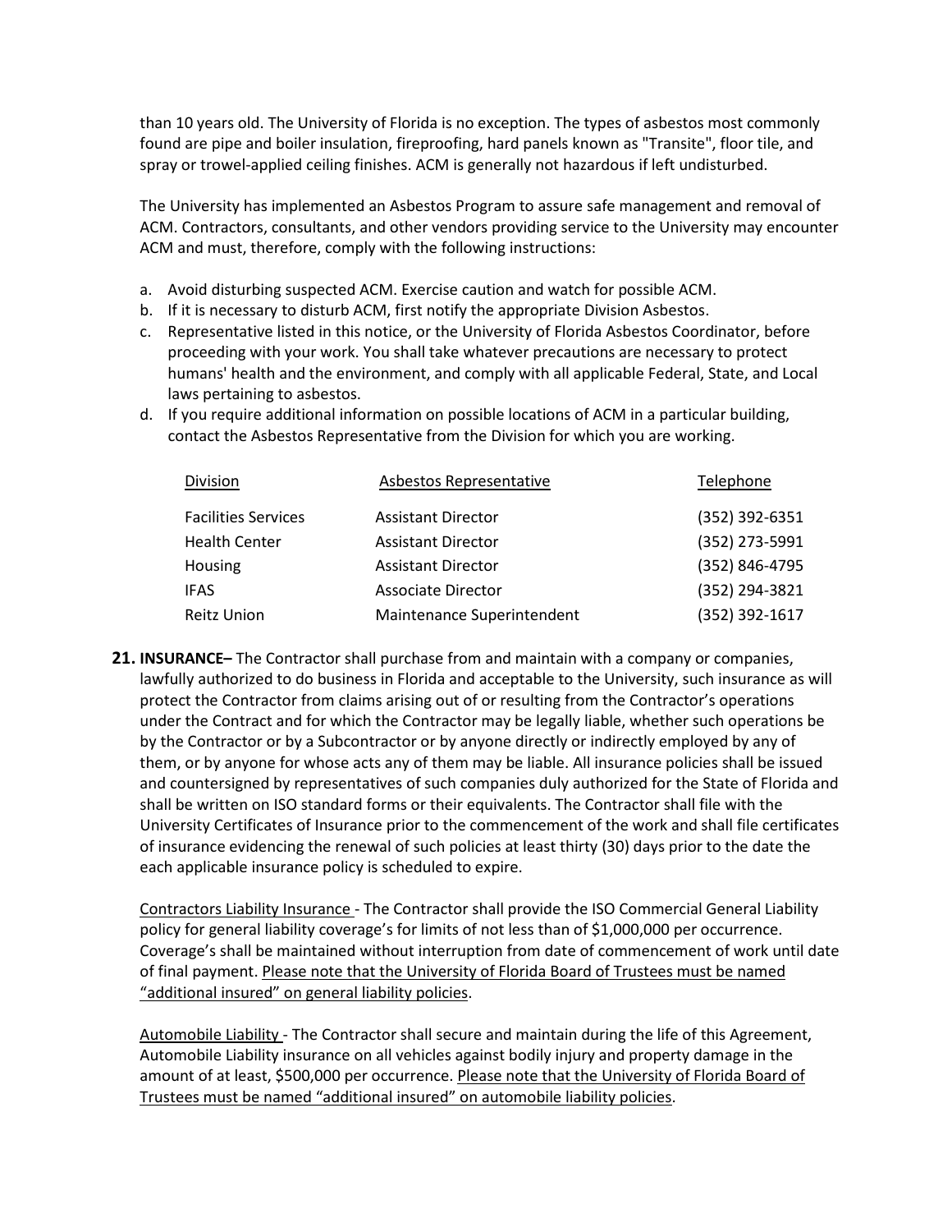than 10 years old. The University of Florida is no exception. The types of asbestos most commonly found are pipe and boiler insulation, fireproofing, hard panels known as "Transite", floor tile, and spray or trowel-applied ceiling finishes. ACM is generally not hazardous if left undisturbed.

The University has implemented an Asbestos Program to assure safe management and removal of ACM. Contractors, consultants, and other vendors providing service to the University may encounter ACM and must, therefore, comply with the following instructions:

a. Avoid disturbing suspected ACM. Exercise caution and watch for possible ACM.
b. If it is necessary to disturb ACM, first notify the appropriate Division Asbestos.
c. Representative listed in this notice, or the University of Florida Asbestos Coordinator, before proceeding with your work. You shall take whatever precautions are necessary to protect humans' health and the environment, and comply with all applicable Federal, State, and Local laws pertaining to asbestos.
d. If you require additional information on possible locations of ACM in a particular building, contact the Asbestos Representative from the Division for which you are working.

| Division | Asbestos Representative | Telephone |
|---|---|---|
| Facilities Services | Assistant Director | (352) 392-6351 |
| Health Center | Assistant Director | (352) 273-5991 |
| Housing | Assistant Director | (352) 846-4795 |
| IFAS | Associate Director | (352) 294-3821 |
| Reitz Union | Maintenance Superintendent | (352) 392-1617 |

**21. INSURANCE–** The Contractor shall purchase from and maintain with a company or companies, lawfully authorized to do business in Florida and acceptable to the University, such insurance as will protect the Contractor from claims arising out of or resulting from the Contractor's operations under the Contract and for which the Contractor may be legally liable, whether such operations be by the Contractor or by a Subcontractor or by anyone directly or indirectly employed by any of them, or by anyone for whose acts any of them may be liable. All insurance policies shall be issued and countersigned by representatives of such companies duly authorized for the State of Florida and shall be written on ISO standard forms or their equivalents. The Contractor shall file with the University Certificates of Insurance prior to the commencement of the work and shall file certificates of insurance evidencing the renewal of such policies at least thirty (30) days prior to the date the each applicable insurance policy is scheduled to expire.

Contractors Liability Insurance - The Contractor shall provide the ISO Commercial General Liability policy for general liability coverage's for limits of not less than of $1,000,000 per occurrence. Coverage's shall be maintained without interruption from date of commencement of work until date of final payment. Please note that the University of Florida Board of Trustees must be named "additional insured" on general liability policies.

Automobile Liability - The Contractor shall secure and maintain during the life of this Agreement, Automobile Liability insurance on all vehicles against bodily injury and property damage in the amount of at least, $500,000 per occurrence. Please note that the University of Florida Board of Trustees must be named "additional insured" on automobile liability policies.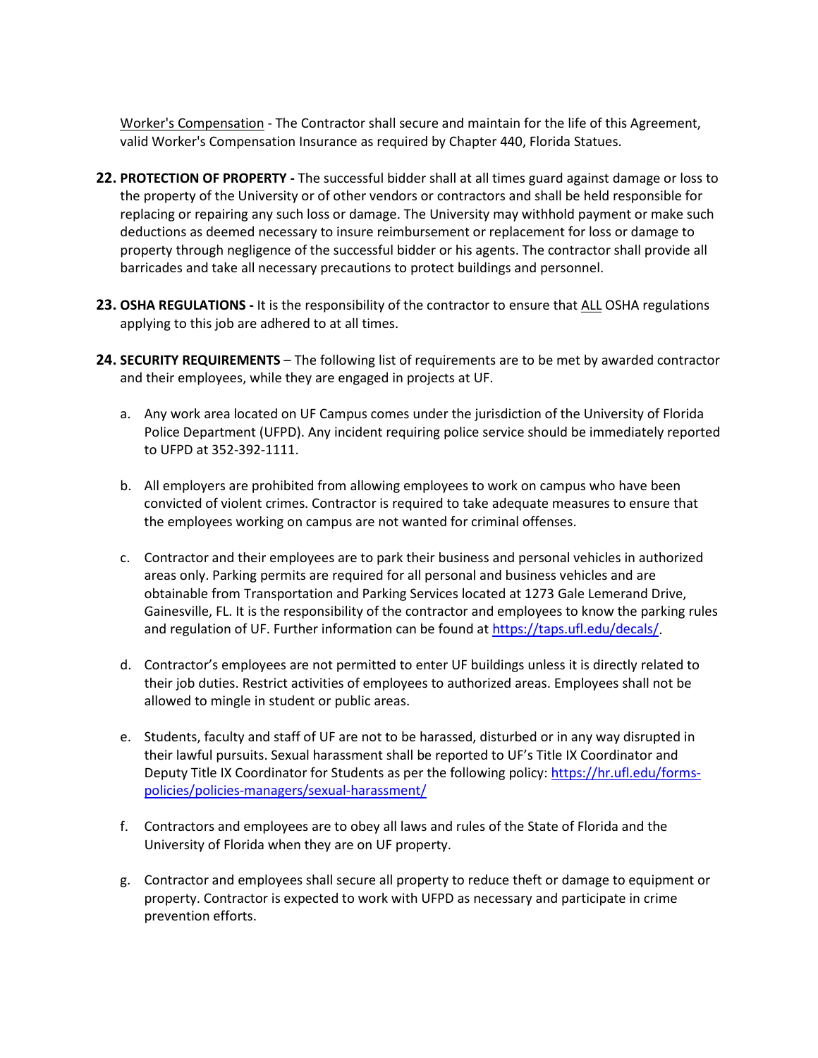Worker's Compensation - The Contractor shall secure and maintain for the life of this Agreement, valid Worker's Compensation Insurance as required by Chapter 440, Florida Statues.

**22. PROTECTION OF PROPERTY -** The successful bidder shall at all times guard against damage or loss to the property of the University or of other vendors or contractors and shall be held responsible for replacing or repairing any such loss or damage. The University may withhold payment or make such deductions as deemed necessary to insure reimbursement or replacement for loss or damage to property through negligence of the successful bidder or his agents. The contractor shall provide all barricades and take all necessary precautions to protect buildings and personnel.

**23. OSHA REGULATIONS -** It is the responsibility of the contractor to ensure that ALL OSHA regulations applying to this job are adhered to at all times.

**24. SECURITY REQUIREMENTS** – The following list of requirements are to be met by awarded contractor and their employees, while they are engaged in projects at UF.

a. Any work area located on UF Campus comes under the jurisdiction of the University of Florida Police Department (UFPD). Any incident requiring police service should be immediately reported to UFPD at 352-392-1111.

b. All employers are prohibited from allowing employees to work on campus who have been convicted of violent crimes. Contractor is required to take adequate measures to ensure that the employees working on campus are not wanted for criminal offenses.

c. Contractor and their employees are to park their business and personal vehicles in authorized areas only. Parking permits are required for all personal and business vehicles and are obtainable from Transportation and Parking Services located at 1273 Gale Lemerand Drive, Gainesville, FL. It is the responsibility of the contractor and employees to know the parking rules and regulation of UF. Further information can be found at https://taps.ufl.edu/decals/.

d. Contractor's employees are not permitted to enter UF buildings unless it is directly related to their job duties. Restrict activities of employees to authorized areas. Employees shall not be allowed to mingle in student or public areas.

e. Students, faculty and staff of UF are not to be harassed, disturbed or in any way disrupted in their lawful pursuits. Sexual harassment shall be reported to UF's Title IX Coordinator and Deputy Title IX Coordinator for Students as per the following policy: https://hr.ufl.edu/forms-policies/policies-managers/sexual-harassment/

f. Contractors and employees are to obey all laws and rules of the State of Florida and the University of Florida when they are on UF property.

g. Contractor and employees shall secure all property to reduce theft or damage to equipment or property. Contractor is expected to work with UFPD as necessary and participate in crime prevention efforts.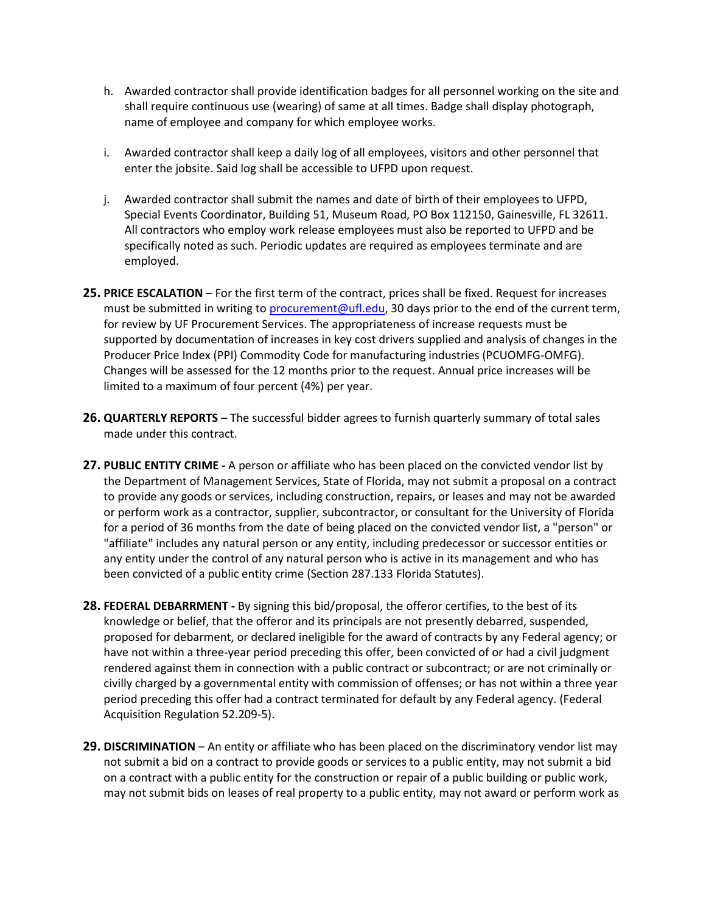h. Awarded contractor shall provide identification badges for all personnel working on the site and shall require continuous use (wearing) of same at all times. Badge shall display photograph, name of employee and company for which employee works.

i. Awarded contractor shall keep a daily log of all employees, visitors and other personnel that enter the jobsite. Said log shall be accessible to UFPD upon request.

j. Awarded contractor shall submit the names and date of birth of their employees to UFPD, Special Events Coordinator, Building 51, Museum Road, PO Box 112150, Gainesville, FL 32611. All contractors who employ work release employees must also be reported to UFPD and be specifically noted as such. Periodic updates are required as employees terminate and are employed.

**25. PRICE ESCALATION** – For the first term of the contract, prices shall be fixed. Request for increases must be submitted in writing to procurement@ufl.edu, 30 days prior to the end of the current term, for review by UF Procurement Services. The appropriateness of increase requests must be supported by documentation of increases in key cost drivers supplied and analysis of changes in the Producer Price Index (PPI) Commodity Code for manufacturing industries (PCUOMFG-OMFG). Changes will be assessed for the 12 months prior to the request. Annual price increases will be limited to a maximum of four percent (4%) per year.

**26. QUARTERLY REPORTS** – The successful bidder agrees to furnish quarterly summary of total sales made under this contract.

**27. PUBLIC ENTITY CRIME -** A person or affiliate who has been placed on the convicted vendor list by the Department of Management Services, State of Florida, may not submit a proposal on a contract to provide any goods or services, including construction, repairs, or leases and may not be awarded or perform work as a contractor, supplier, subcontractor, or consultant for the University of Florida for a period of 36 months from the date of being placed on the convicted vendor list, a "person" or "affiliate" includes any natural person or any entity, including predecessor or successor entities or any entity under the control of any natural person who is active in its management and who has been convicted of a public entity crime (Section 287.133 Florida Statutes).

**28. FEDERAL DEBARRMENT -** By signing this bid/proposal, the offeror certifies, to the best of its knowledge or belief, that the offeror and its principals are not presently debarred, suspended, proposed for debarment, or declared ineligible for the award of contracts by any Federal agency; or have not within a three-year period preceding this offer, been convicted of or had a civil judgment rendered against them in connection with a public contract or subcontract; or are not criminally or civilly charged by a governmental entity with commission of offenses; or has not within a three year period preceding this offer had a contract terminated for default by any Federal agency. (Federal Acquisition Regulation 52.209-5).

**29. DISCRIMINATION** – An entity or affiliate who has been placed on the discriminatory vendor list may not submit a bid on a contract to provide goods or services to a public entity, may not submit a bid on a contract with a public entity for the construction or repair of a public building or public work, may not submit bids on leases of real property to a public entity, may not award or perform work as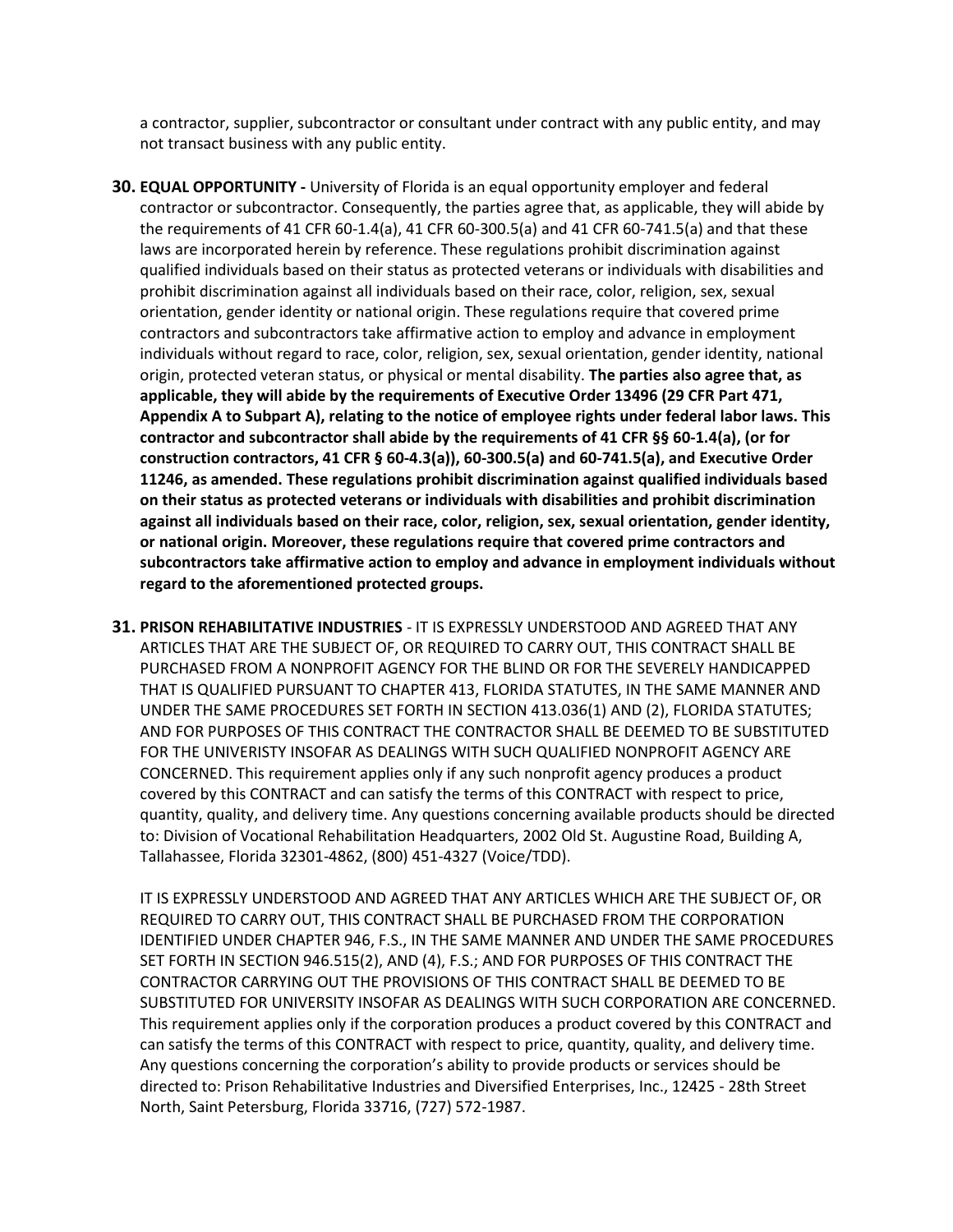a contractor, supplier, subcontractor or consultant under contract with any public entity, and may not transact business with any public entity.

**30. EQUAL OPPORTUNITY -** University of Florida is an equal opportunity employer and federal contractor or subcontractor. Consequently, the parties agree that, as applicable, they will abide by the requirements of 41 CFR 60-1.4(a), 41 CFR 60-300.5(a) and 41 CFR 60-741.5(a) and that these laws are incorporated herein by reference. These regulations prohibit discrimination against qualified individuals based on their status as protected veterans or individuals with disabilities and prohibit discrimination against all individuals based on their race, color, religion, sex, sexual orientation, gender identity or national origin. These regulations require that covered prime contractors and subcontractors take affirmative action to employ and advance in employment individuals without regard to race, color, religion, sex, sexual orientation, gender identity, national origin, protected veteran status, or physical or mental disability. **The parties also agree that, as applicable, they will abide by the requirements of Executive Order 13496 (29 CFR Part 471, Appendix A to Subpart A), relating to the notice of employee rights under federal labor laws. This contractor and subcontractor shall abide by the requirements of 41 CFR §§ 60-1.4(a), (or for construction contractors, 41 CFR § 60-4.3(a)), 60-300.5(a) and 60-741.5(a), and Executive Order 11246, as amended. These regulations prohibit discrimination against qualified individuals based on their status as protected veterans or individuals with disabilities and prohibit discrimination against all individuals based on their race, color, religion, sex, sexual orientation, gender identity, or national origin. Moreover, these regulations require that covered prime contractors and subcontractors take affirmative action to employ and advance in employment individuals without regard to the aforementioned protected groups.**

**31. PRISON REHABILITATIVE INDUSTRIES** - IT IS EXPRESSLY UNDERSTOOD AND AGREED THAT ANY ARTICLES THAT ARE THE SUBJECT OF, OR REQUIRED TO CARRY OUT, THIS CONTRACT SHALL BE PURCHASED FROM A NONPROFIT AGENCY FOR THE BLIND OR FOR THE SEVERELY HANDICAPPED THAT IS QUALIFIED PURSUANT TO CHAPTER 413, FLORIDA STATUTES, IN THE SAME MANNER AND UNDER THE SAME PROCEDURES SET FORTH IN SECTION 413.036(1) AND (2), FLORIDA STATUTES; AND FOR PURPOSES OF THIS CONTRACT THE CONTRACTOR SHALL BE DEEMED TO BE SUBSTITUTED FOR THE UNIVERISTY INSOFAR AS DEALINGS WITH SUCH QUALIFIED NONPROFIT AGENCY ARE CONCERNED. This requirement applies only if any such nonprofit agency produces a product covered by this CONTRACT and can satisfy the terms of this CONTRACT with respect to price, quantity, quality, and delivery time. Any questions concerning available products should be directed to: Division of Vocational Rehabilitation Headquarters, 2002 Old St. Augustine Road, Building A, Tallahassee, Florida 32301-4862, (800) 451-4327 (Voice/TDD).

IT IS EXPRESSLY UNDERSTOOD AND AGREED THAT ANY ARTICLES WHICH ARE THE SUBJECT OF, OR REQUIRED TO CARRY OUT, THIS CONTRACT SHALL BE PURCHASED FROM THE CORPORATION IDENTIFIED UNDER CHAPTER 946, F.S., IN THE SAME MANNER AND UNDER THE SAME PROCEDURES SET FORTH IN SECTION 946.515(2), AND (4), F.S.; AND FOR PURPOSES OF THIS CONTRACT THE CONTRACTOR CARRYING OUT THE PROVISIONS OF THIS CONTRACT SHALL BE DEEMED TO BE SUBSTITUTED FOR UNIVERSITY INSOFAR AS DEALINGS WITH SUCH CORPORATION ARE CONCERNED. This requirement applies only if the corporation produces a product covered by this CONTRACT and can satisfy the terms of this CONTRACT with respect to price, quantity, quality, and delivery time. Any questions concerning the corporation's ability to provide products or services should be directed to: Prison Rehabilitative Industries and Diversified Enterprises, Inc., 12425 - 28th Street North, Saint Petersburg, Florida 33716, (727) 572-1987.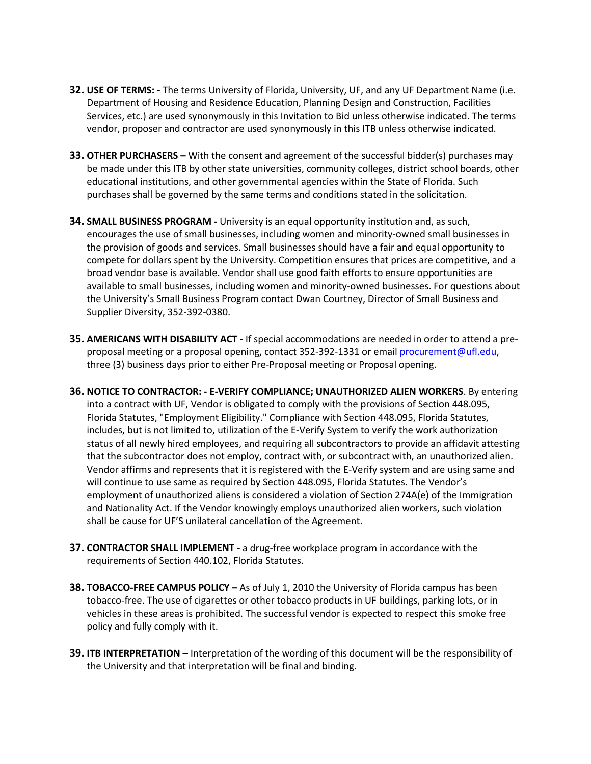**32. USE OF TERMS: -** The terms University of Florida, University, UF, and any UF Department Name (i.e. Department of Housing and Residence Education, Planning Design and Construction, Facilities Services, etc.) are used synonymously in this Invitation to Bid unless otherwise indicated. The terms vendor, proposer and contractor are used synonymously in this ITB unless otherwise indicated.

**33. OTHER PURCHASERS –** With the consent and agreement of the successful bidder(s) purchases may be made under this ITB by other state universities, community colleges, district school boards, other educational institutions, and other governmental agencies within the State of Florida. Such purchases shall be governed by the same terms and conditions stated in the solicitation.

**34. SMALL BUSINESS PROGRAM -** University is an equal opportunity institution and, as such, encourages the use of small businesses, including women and minority-owned small businesses in the provision of goods and services. Small businesses should have a fair and equal opportunity to compete for dollars spent by the University. Competition ensures that prices are competitive, and a broad vendor base is available. Vendor shall use good faith efforts to ensure opportunities are available to small businesses, including women and minority-owned businesses. For questions about the University's Small Business Program contact Dwan Courtney, Director of Small Business and Supplier Diversity, 352-392-0380.

**35. AMERICANS WITH DISABILITY ACT -** If special accommodations are needed in order to attend a pre-proposal meeting or a proposal opening, contact 352-392-1331 or email procurement@ufl.edu, three (3) business days prior to either Pre-Proposal meeting or Proposal opening.

**36. NOTICE TO CONTRACTOR: - E-VERIFY COMPLIANCE; UNAUTHORIZED ALIEN WORKERS**. By entering into a contract with UF, Vendor is obligated to comply with the provisions of Section 448.095, Florida Statutes, "Employment Eligibility." Compliance with Section 448.095, Florida Statutes, includes, but is not limited to, utilization of the E-Verify System to verify the work authorization status of all newly hired employees, and requiring all subcontractors to provide an affidavit attesting that the subcontractor does not employ, contract with, or subcontract with, an unauthorized alien. Vendor affirms and represents that it is registered with the E-Verify system and are using same and will continue to use same as required by Section 448.095, Florida Statutes. The Vendor's employment of unauthorized aliens is considered a violation of Section 274A(e) of the Immigration and Nationality Act. If the Vendor knowingly employs unauthorized alien workers, such violation shall be cause for UF'S unilateral cancellation of the Agreement.

**37. CONTRACTOR SHALL IMPLEMENT -** a drug-free workplace program in accordance with the requirements of Section 440.102, Florida Statutes.

**38. TOBACCO-FREE CAMPUS POLICY –** As of July 1, 2010 the University of Florida campus has been tobacco-free. The use of cigarettes or other tobacco products in UF buildings, parking lots, or in vehicles in these areas is prohibited. The successful vendor is expected to respect this smoke free policy and fully comply with it.

**39. ITB INTERPRETATION –** Interpretation of the wording of this document will be the responsibility of the University and that interpretation will be final and binding.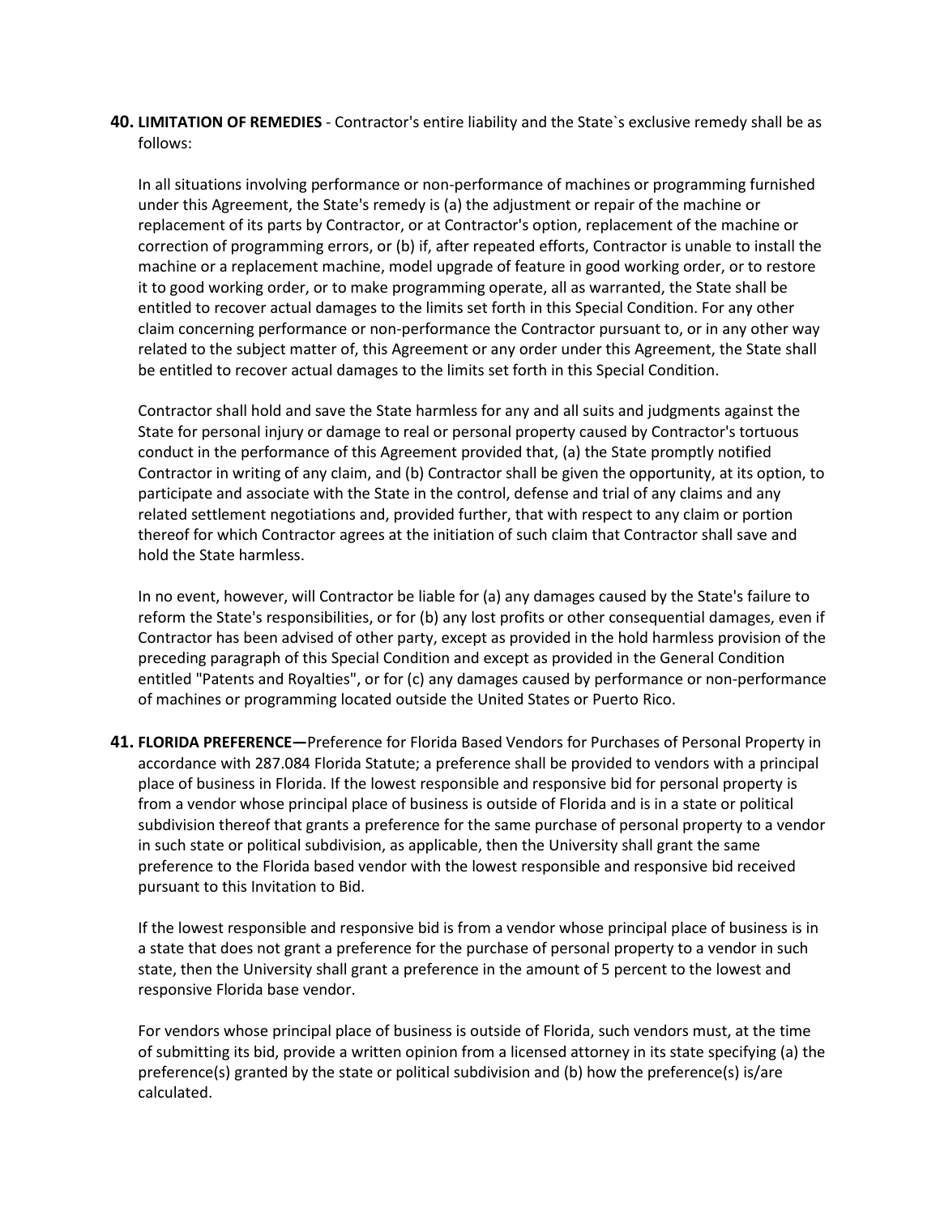**40. LIMITATION OF REMEDIES** - Contractor's entire liability and the State`s exclusive remedy shall be as follows:

In all situations involving performance or non-performance of machines or programming furnished under this Agreement, the State's remedy is (a) the adjustment or repair of the machine or replacement of its parts by Contractor, or at Contractor's option, replacement of the machine or correction of programming errors, or (b) if, after repeated efforts, Contractor is unable to install the machine or a replacement machine, model upgrade of feature in good working order, or to restore it to good working order, or to make programming operate, all as warranted, the State shall be entitled to recover actual damages to the limits set forth in this Special Condition. For any other claim concerning performance or non-performance the Contractor pursuant to, or in any other way related to the subject matter of, this Agreement or any order under this Agreement, the State shall be entitled to recover actual damages to the limits set forth in this Special Condition.

Contractor shall hold and save the State harmless for any and all suits and judgments against the State for personal injury or damage to real or personal property caused by Contractor's tortuous conduct in the performance of this Agreement provided that, (a) the State promptly notified Contractor in writing of any claim, and (b) Contractor shall be given the opportunity, at its option, to participate and associate with the State in the control, defense and trial of any claims and any related settlement negotiations and, provided further, that with respect to any claim or portion thereof for which Contractor agrees at the initiation of such claim that Contractor shall save and hold the State harmless.

In no event, however, will Contractor be liable for (a) any damages caused by the State's failure to reform the State's responsibilities, or for (b) any lost profits or other consequential damages, even if Contractor has been advised of other party, except as provided in the hold harmless provision of the preceding paragraph of this Special Condition and except as provided in the General Condition entitled "Patents and Royalties", or for (c) any damages caused by performance or non-performance of machines or programming located outside the United States or Puerto Rico.

**41. FLORIDA PREFERENCE—**Preference for Florida Based Vendors for Purchases of Personal Property in accordance with 287.084 Florida Statute; a preference shall be provided to vendors with a principal place of business in Florida. If the lowest responsible and responsive bid for personal property is from a vendor whose principal place of business is outside of Florida and is in a state or political subdivision thereof that grants a preference for the same purchase of personal property to a vendor in such state or political subdivision, as applicable, then the University shall grant the same preference to the Florida based vendor with the lowest responsible and responsive bid received pursuant to this Invitation to Bid.

If the lowest responsible and responsive bid is from a vendor whose principal place of business is in a state that does not grant a preference for the purchase of personal property to a vendor in such state, then the University shall grant a preference in the amount of 5 percent to the lowest and responsive Florida base vendor.

For vendors whose principal place of business is outside of Florida, such vendors must, at the time of submitting its bid, provide a written opinion from a licensed attorney in its state specifying (a) the preference(s) granted by the state or political subdivision and (b) how the preference(s) is/are calculated.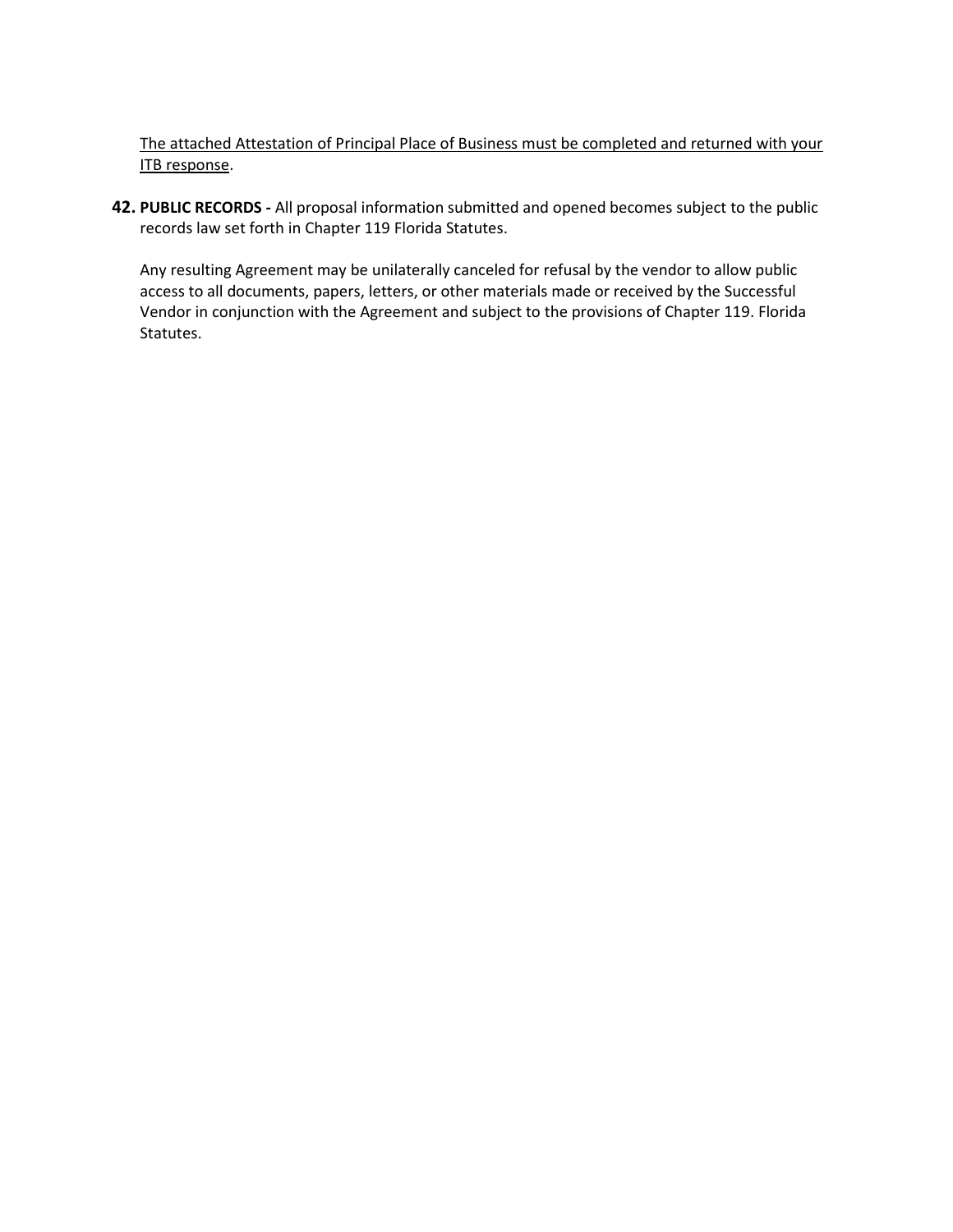The attached Attestation of Principal Place of Business must be completed and returned with your ITB response.

**42. PUBLIC RECORDS -** All proposal information submitted and opened becomes subject to the public records law set forth in Chapter 119 Florida Statutes.

Any resulting Agreement may be unilaterally canceled for refusal by the vendor to allow public access to all documents, papers, letters, or other materials made or received by the Successful Vendor in conjunction with the Agreement and subject to the provisions of Chapter 119. Florida Statutes.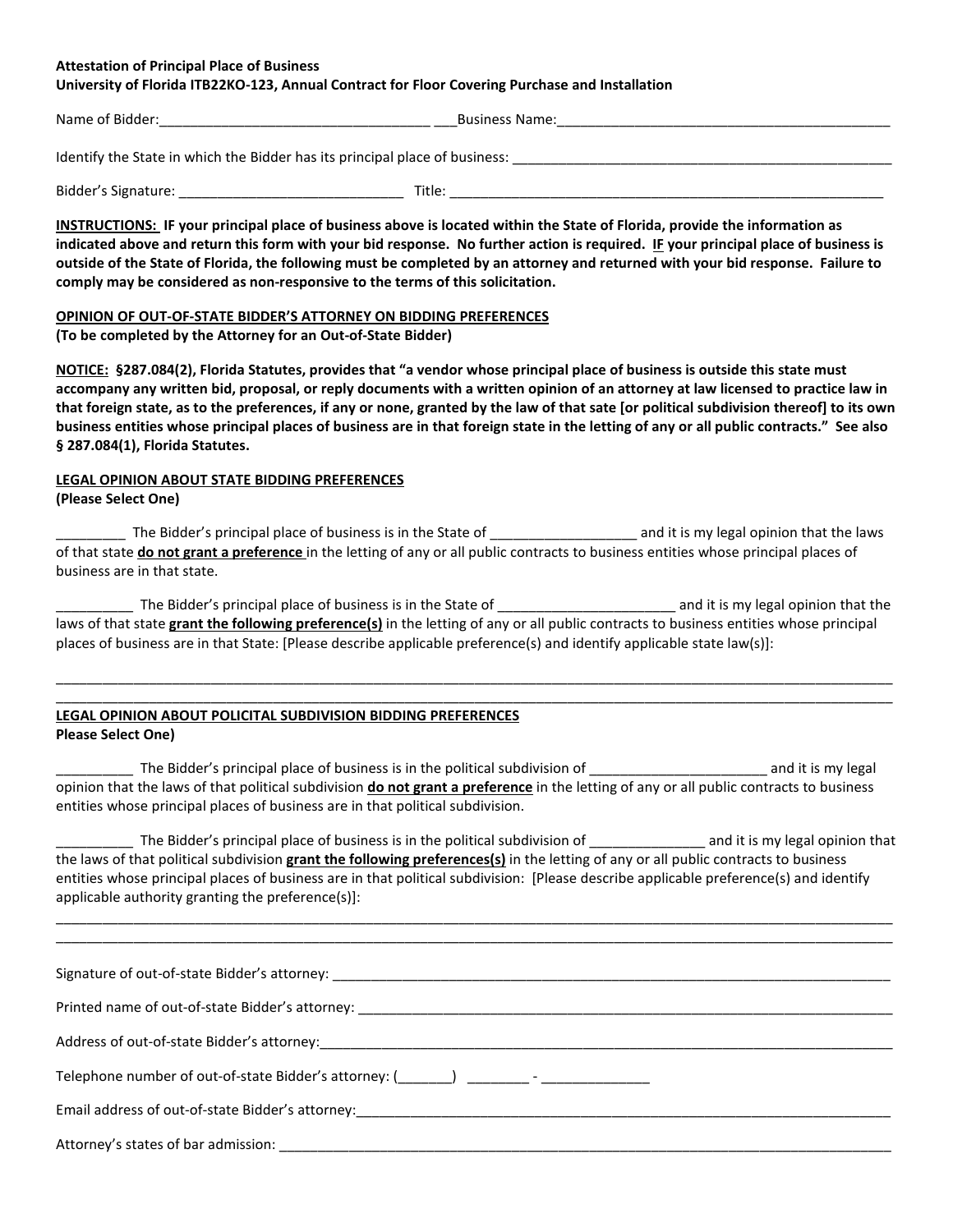**Attestation of Principal Place of Business**
**University of Florida ITB22KO-123, Annual Contract for Floor Covering Purchase and Installation**

Name of Bidder:___________________________________ ___Business Name:___________________________________________

Identify the State in which the Bidder has its principal place of business: __________________________________________________

Bidder's Signature: _____________________________ Title: ___________________________________________________________

**<u>INSTRUCTIONS:</u> IF your principal place of business above is located within the State of Florida, provide the information as indicated above and return this form with your bid response. No further action is required. <u>IF</u> your principal place of business is outside of the State of Florida, the following must be completed by an attorney and returned with your bid response. Failure to comply may be considered as non-responsive to the terms of this solicitation.**

**<u>OPINION OF OUT-OF-STATE BIDDER'S ATTORNEY ON BIDDING PREFERENCES</u>**
**(To be completed by the Attorney for an Out-of-State Bidder)**

**<u>NOTICE:</u> §287.084(2), Florida Statutes, provides that "a vendor whose principal place of business is outside this state must accompany any written bid, proposal, or reply documents with a written opinion of an attorney at law licensed to practice law in that foreign state, as to the preferences, if any or none, granted by the law of that sate [or political subdivision thereof] to its own business entities whose principal places of business are in that foreign state in the letting of any or all public contracts." See also § 287.084(1), Florida Statutes.**

**<u>LEGAL OPINION ABOUT STATE BIDDING PREFERENCES</u>**
**(Please Select One)**

_________ The Bidder's principal place of business is in the State of __________________ and it is my legal opinion that the laws of that state **<u>do not grant a preference</u>** in the letting of any or all public contracts to business entities whose principal places of business are in that state.

__________ The Bidder's principal place of business is in the State of ______________________ and it is my legal opinion that the laws of that state **<u>grant the following preference(s)</u>** in the letting of any or all public contracts to business entities whose principal places of business are in that State: [Please describe applicable preference(s) and identify applicable state law(s)]:

________________________________________________________________________________________________________________
________________________________________________________________________________________________________________

**<u>LEGAL OPINION ABOUT POLICITAL SUBDIVISION BIDDING PREFERENCES</u>**
**Please Select One)**

__________ The Bidder's principal place of business is in the political subdivision of ______________________ and it is my legal opinion that the laws of that political subdivision **<u>do not grant a preference</u>** in the letting of any or all public contracts to business entities whose principal places of business are in that political subdivision.

__________ The Bidder's principal place of business is in the political subdivision of ______________ and it is my legal opinion that the laws of that political subdivision **<u>grant the following preferences(s)</u>** in the letting of any or all public contracts to business entities whose principal places of business are in that political subdivision: [Please describe applicable preference(s) and identify applicable authority granting the preference(s)]:

________________________________________________________________________________________________________________
________________________________________________________________________________________________________________

Signature of out-of-state Bidder's attorney: ___________________________________________________________________________

Printed name of out-of-state Bidder's attorney: ________________________________________________________________________

Address of out-of-state Bidder's attorney:_____________________________________________________________________________

Telephone number of out-of-state Bidder's attorney: (_______) ________ - ______________

Email address of out-of-state Bidder's attorney:________________________________________________________________________

Attorney's states of bar admission: _________________________________________________________________________________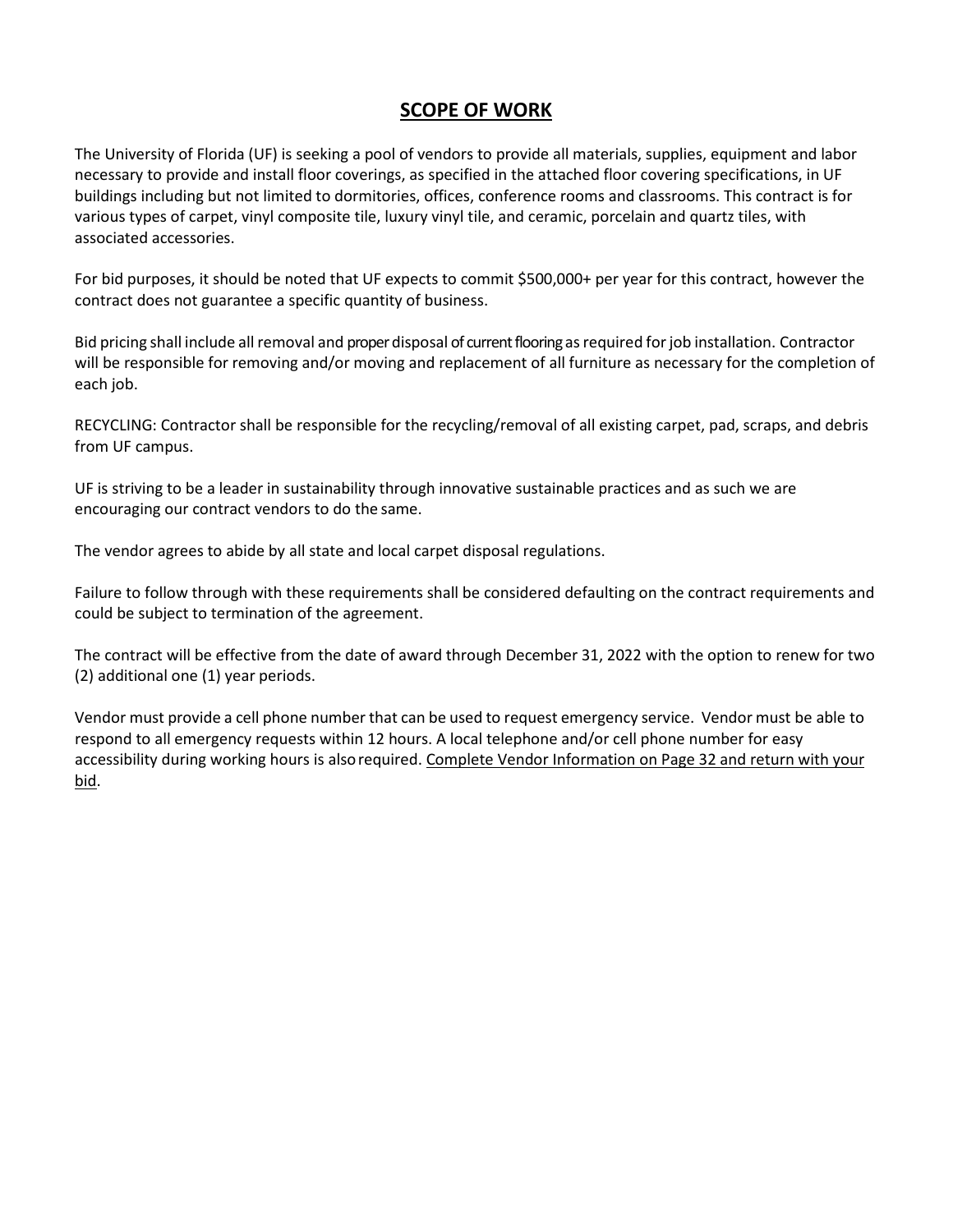## **SCOPE OF WORK**

The University of Florida (UF) is seeking a pool of vendors to provide all materials, supplies, equipment and labor necessary to provide and install floor coverings, as specified in the attached floor covering specifications, in UF buildings including but not limited to dormitories, offices, conference rooms and classrooms. This contract is for various types of carpet, vinyl composite tile, luxury vinyl tile, and ceramic, porcelain and quartz tiles, with associated accessories.

For bid purposes, it should be noted that UF expects to commit $500,000+ per year for this contract, however the contract does not guarantee a specific quantity of business.

Bid pricing shall include all removal and proper disposal of current flooring as required for job installation. Contractor will be responsible for removing and/or moving and replacement of all furniture as necessary for the completion of each job.

RECYCLING: Contractor shall be responsible for the recycling/removal of all existing carpet, pad, scraps, and debris from UF campus.

UF is striving to be a leader in sustainability through innovative sustainable practices and as such we are encouraging our contract vendors to do the same.

The vendor agrees to abide by all state and local carpet disposal regulations.

Failure to follow through with these requirements shall be considered defaulting on the contract requirements and could be subject to termination of the agreement.

The contract will be effective from the date of award through December 31, 2022 with the option to renew for two (2) additional one (1) year periods.

Vendor must provide a cell phone number that can be used to request emergency service. Vendor must be able to respond to all emergency requests within 12 hours. A local telephone and/or cell phone number for easy accessibility during working hours is also required. Complete Vendor Information on Page 32 and return with your bid.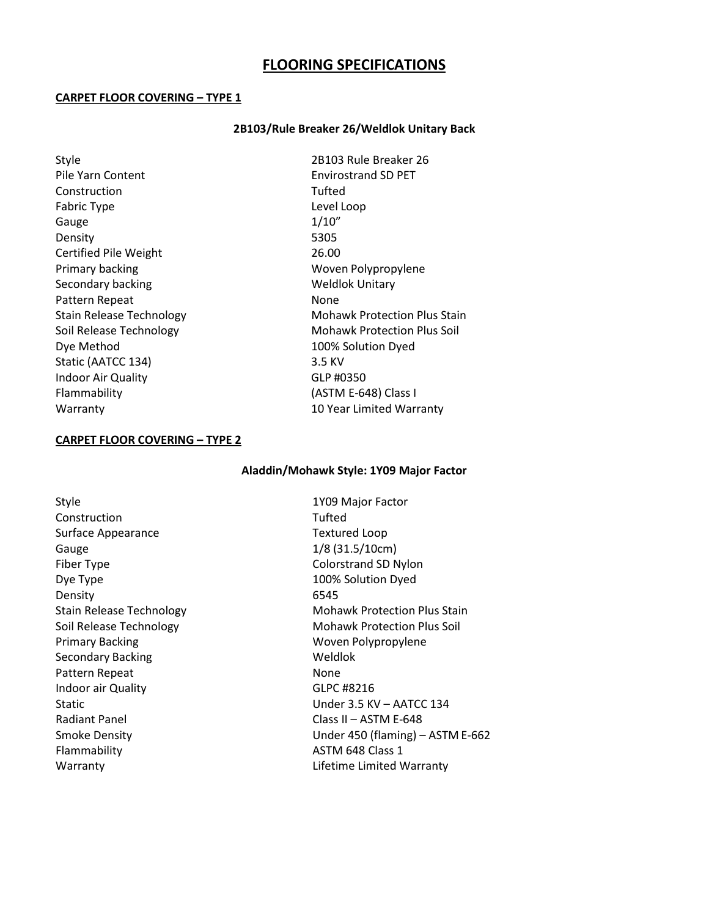# FLOORING SPECIFICATIONS

## CARPET FLOOR COVERING – TYPE 1

**2B103/Rule Breaker 26/Weldlok Unitary Back**

| | |
|---|---|
| Style | 2B103 Rule Breaker 26 |
| Pile Yarn Content | Envirostrand SD PET |
| Construction | Tufted |
| Fabric Type | Level Loop |
| Gauge | 1/10" |
| Density | 5305 |
| Certified Pile Weight | 26.00 |
| Primary backing | Woven Polypropylene |
| Secondary backing | Weldlok Unitary |
| Pattern Repeat | None |
| Stain Release Technology | Mohawk Protection Plus Stain |
| Soil Release Technology | Mohawk Protection Plus Soil |
| Dye Method | 100% Solution Dyed |
| Static (AATCC 134) | 3.5 KV |
| Indoor Air Quality | GLP #0350 |
| Flammability | (ASTM E-648) Class I |
| Warranty | 10 Year Limited Warranty |

## CARPET FLOOR COVERING – TYPE 2

**Aladdin/Mohawk Style: 1Y09 Major Factor**

| | |
|---|---|
| Style | 1Y09 Major Factor |
| Construction | Tufted |
| Surface Appearance | Textured Loop |
| Gauge | 1/8 (31.5/10cm) |
| Fiber Type | Colorstrand SD Nylon |
| Dye Type | 100% Solution Dyed |
| Density | 6545 |
| Stain Release Technology | Mohawk Protection Plus Stain |
| Soil Release Technology | Mohawk Protection Plus Soil |
| Primary Backing | Woven Polypropylene |
| Secondary Backing | Weldlok |
| Pattern Repeat | None |
| Indoor air Quality | GLPC #8216 |
| Static | Under 3.5 KV – AATCC 134 |
| Radiant Panel | Class II – ASTM E-648 |
| Smoke Density | Under 450 (flaming) – ASTM E-662 |
| Flammability | ASTM 648 Class 1 |
| Warranty | Lifetime Limited Warranty |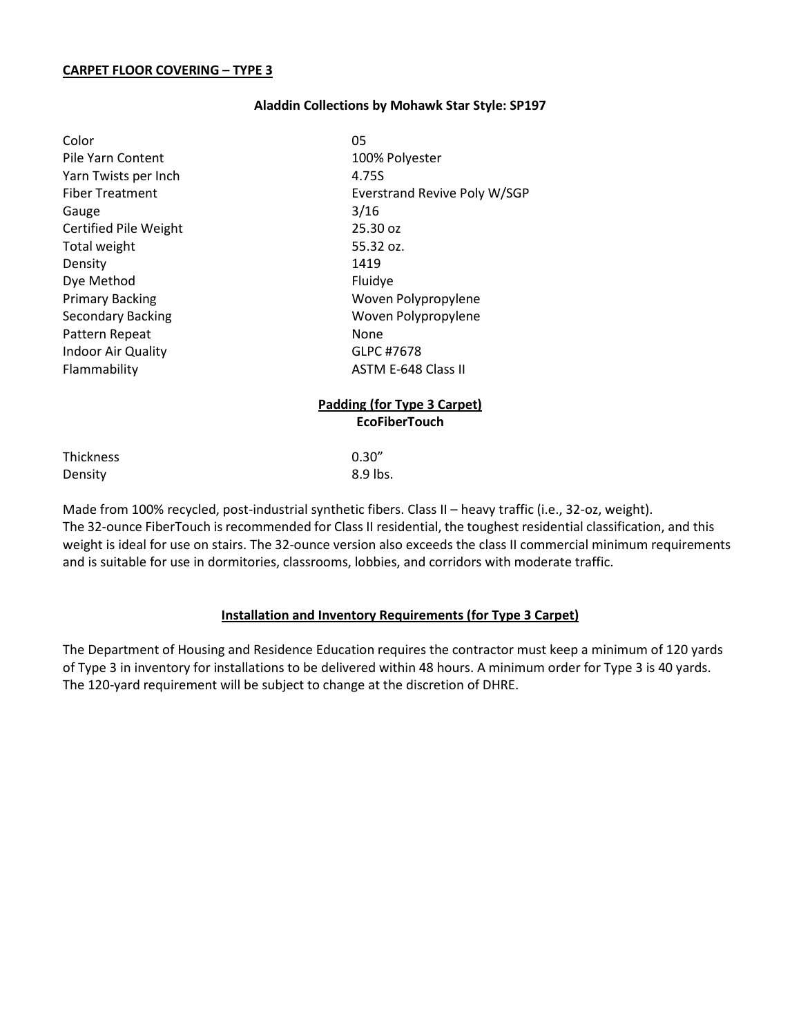**CARPET FLOOR COVERING – TYPE 3**

**Aladdin Collections by Mohawk Star Style: SP197**

| | |
|---|---|
| Color | 05 |
| Pile Yarn Content | 100% Polyester |
| Yarn Twists per Inch | 4.75S |
| Fiber Treatment | Everstrand Revive Poly W/SGP |
| Gauge | 3/16 |
| Certified Pile Weight | 25.30 oz |
| Total weight | 55.32 oz. |
| Density | 1419 |
| Dye Method | Fluidye |
| Primary Backing | Woven Polypropylene |
| Secondary Backing | Woven Polypropylene |
| Pattern Repeat | None |
| Indoor Air Quality | GLPC #7678 |
| Flammability | ASTM E-648 Class II |

**Padding (for Type 3 Carpet)**

**EcoFiberTouch**

| | |
|---|---|
| Thickness | 0.30" |
| Density | 8.9 lbs. |

Made from 100% recycled, post-industrial synthetic fibers. Class II – heavy traffic (i.e., 32-oz, weight). The 32-ounce FiberTouch is recommended for Class II residential, the toughest residential classification, and this weight is ideal for use on stairs. The 32-ounce version also exceeds the class II commercial minimum requirements and is suitable for use in dormitories, classrooms, lobbies, and corridors with moderate traffic.

**Installation and Inventory Requirements (for Type 3 Carpet)**

The Department of Housing and Residence Education requires the contractor must keep a minimum of 120 yards of Type 3 in inventory for installations to be delivered within 48 hours. A minimum order for Type 3 is 40 yards. The 120-yard requirement will be subject to change at the discretion of DHRE.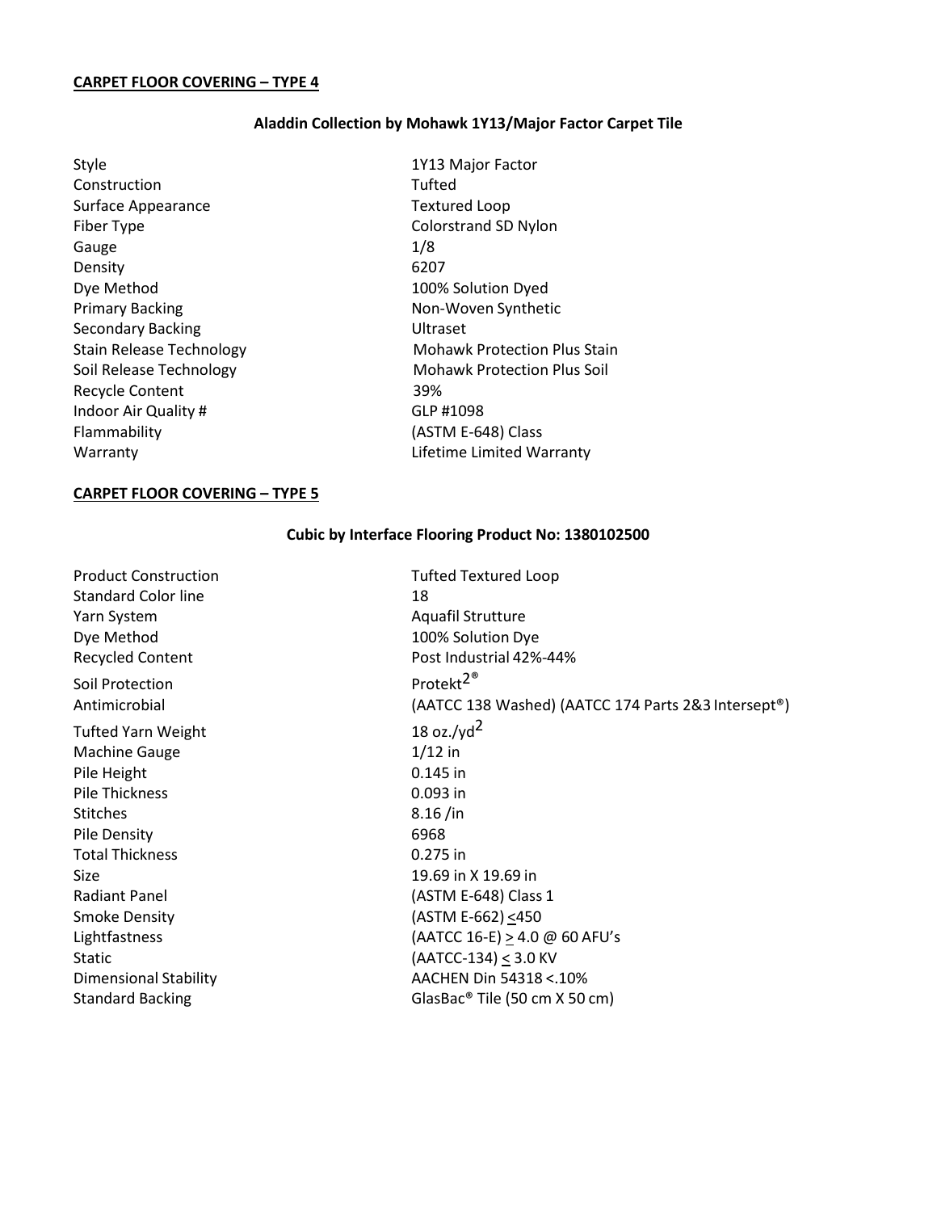**CARPET FLOOR COVERING – TYPE 4**

**Aladdin Collection by Mohawk 1Y13/Major Factor Carpet Tile**

| | |
|---|---|
| Style | 1Y13 Major Factor |
| Construction | Tufted |
| Surface Appearance | Textured Loop |
| Fiber Type | Colorstrand SD Nylon |
| Gauge | 1/8 |
| Density | 6207 |
| Dye Method | 100% Solution Dyed |
| Primary Backing | Non-Woven Synthetic |
| Secondary Backing | Ultraset |
| Stain Release Technology | Mohawk Protection Plus Stain |
| Soil Release Technology | Mohawk Protection Plus Soil |
| Recycle Content | 39% |
| Indoor Air Quality # | GLP #1098 |
| Flammability | (ASTM E-648) Class |
| Warranty | Lifetime Limited Warranty |

**CARPET FLOOR COVERING – TYPE 5**

**Cubic by Interface Flooring Product No: 1380102500**

| | |
|---|---|
| Product Construction | Tufted Textured Loop |
| Standard Color line | 18 |
| Yarn System | Aquafil Strutture |
| Dye Method | 100% Solution Dye |
| Recycled Content | Post Industrial 42%-44% |
| Soil Protection | Protekt$^{2}$® |
| Antimicrobial | (AATCC 138 Washed) (AATCC 174 Parts 2&3 Intersept®) |
| Tufted Yarn Weight | 18 oz./yd$^{2}$ |
| Machine Gauge | 1/12 in |
| Pile Height | 0.145 in |
| Pile Thickness | 0.093 in |
| Stitches | 8.16 /in |
| Pile Density | 6968 |
| Total Thickness | 0.275 in |
| Size | 19.69 in X 19.69 in |
| Radiant Panel | (ASTM E-648) Class 1 |
| Smoke Density | (ASTM E-662) $\leq$450 |
| Lightfastness | (AATCC 16-E) $\geq$ 4.0 @ 60 AFU's |
| Static | (AATCC-134) $\leq$ 3.0 KV |
| Dimensional Stability | AACHEN Din 54318 <.10% |
| Standard Backing | GlasBac® Tile (50 cm X 50 cm) |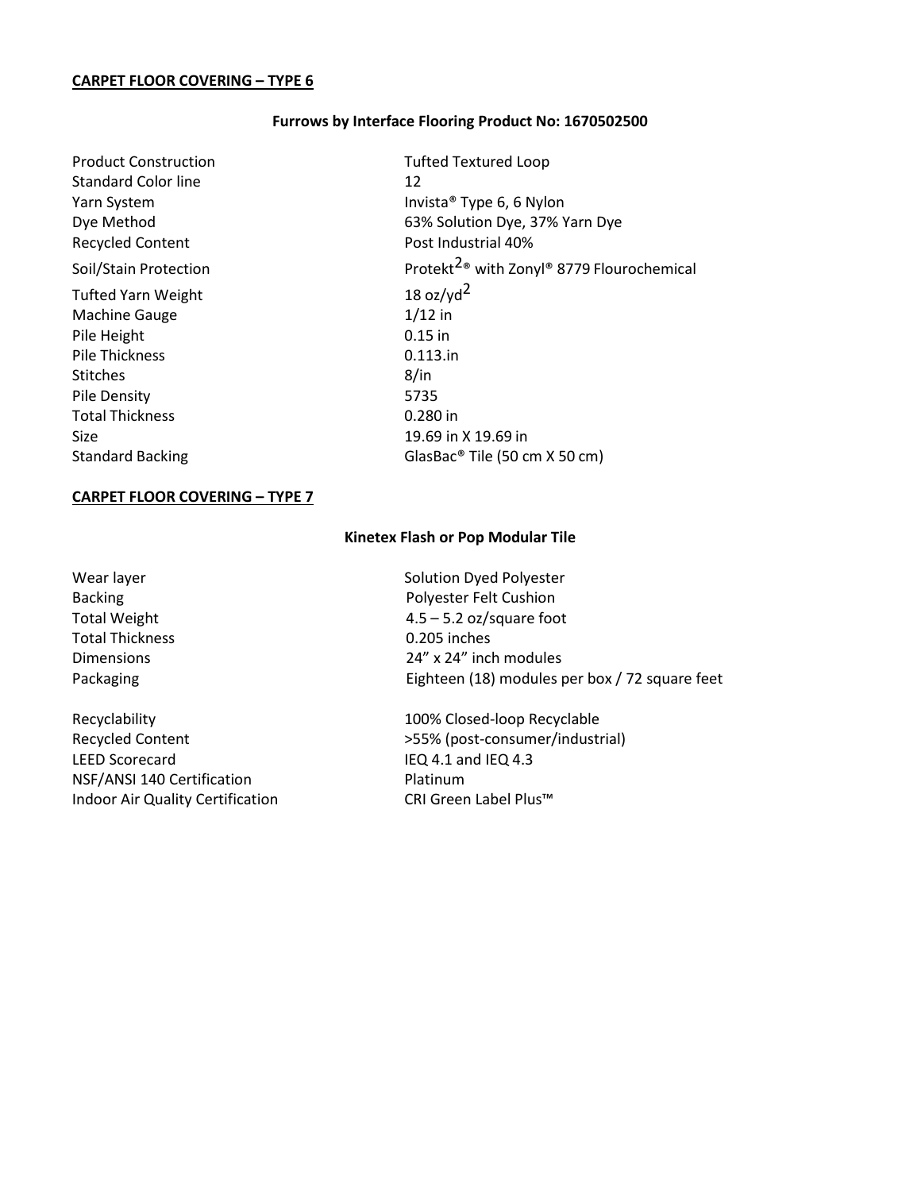**CARPET FLOOR COVERING – TYPE 6**

**Furrows by Interface Flooring Product No: 1670502500**

| | |
|---|---|
| Product Construction | Tufted Textured Loop |
| Standard Color line | 12 |
| Yarn System | Invista® Type 6, 6 Nylon |
| Dye Method | 63% Solution Dye, 37% Yarn Dye |
| Recycled Content | Post Industrial 40% |
| Soil/Stain Protection | Protekt$^2$® with Zonyl® 8779 Flourochemical |
| Tufted Yarn Weight | 18 oz/yd$^2$ |
| Machine Gauge | 1/12 in |
| Pile Height | 0.15 in |
| Pile Thickness | 0.113.in |
| Stitches | 8/in |
| Pile Density | 5735 |
| Total Thickness | 0.280 in |
| Size | 19.69 in X 19.69 in |
| Standard Backing | GlasBac® Tile (50 cm X 50 cm) |

**CARPET FLOOR COVERING – TYPE 7**

**Kinetex Flash or Pop Modular Tile**

| | |
|---|---|
| Wear layer | Solution Dyed Polyester |
| Backing | Polyester Felt Cushion |
| Total Weight | 4.5 – 5.2 oz/square foot |
| Total Thickness | 0.205 inches |
| Dimensions | 24" x 24" inch modules |
| Packaging | Eighteen (18) modules per box / 72 square feet |
| Recyclability | 100% Closed-loop Recyclable |
| Recycled Content | >55% (post-consumer/industrial) |
| LEED Scorecard | IEQ 4.1 and IEQ 4.3 |
| NSF/ANSI 140 Certification | Platinum |
| Indoor Air Quality Certification | CRI Green Label Plus™ |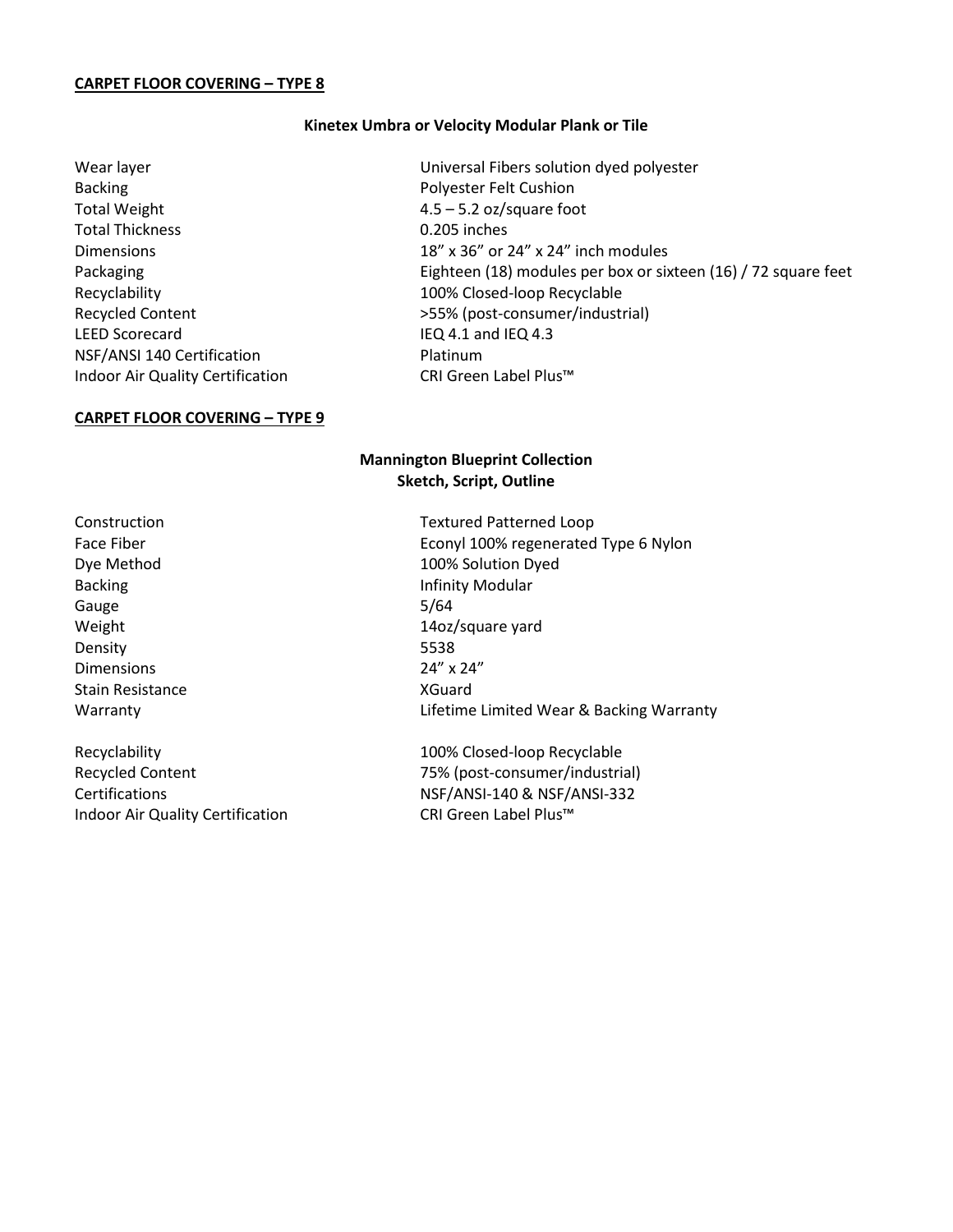**CARPET FLOOR COVERING – TYPE 8**

**Kinetex Umbra or Velocity Modular Plank or Tile**

| | |
|---|---|
| Wear layer | Universal Fibers solution dyed polyester |
| Backing | Polyester Felt Cushion |
| Total Weight | 4.5 – 5.2 oz/square foot |
| Total Thickness | 0.205 inches |
| Dimensions | 18” x 36” or 24” x 24” inch modules |
| Packaging | Eighteen (18) modules per box or sixteen (16) / 72 square feet |
| Recyclability | 100% Closed-loop Recyclable |
| Recycled Content | >55% (post-consumer/industrial) |
| LEED Scorecard | IEQ 4.1 and IEQ 4.3 |
| NSF/ANSI 140 Certification | Platinum |
| Indoor Air Quality Certification | CRI Green Label Plus™ |

**CARPET FLOOR COVERING – TYPE 9**

**Mannington Blueprint Collection**
**Sketch, Script, Outline**

| | |
|---|---|
| Construction | Textured Patterned Loop |
| Face Fiber | Econyl 100% regenerated Type 6 Nylon |
| Dye Method | 100% Solution Dyed |
| Backing | Infinity Modular |
| Gauge | 5/64 |
| Weight | 14oz/square yard |
| Density | 5538 |
| Dimensions | 24” x 24” |
| Stain Resistance | XGuard |
| Warranty | Lifetime Limited Wear & Backing Warranty |
| Recyclability | 100% Closed-loop Recyclable |
| Recycled Content | 75% (post-consumer/industrial) |
| Certifications | NSF/ANSI-140 & NSF/ANSI-332 |
| Indoor Air Quality Certification | CRI Green Label Plus™ |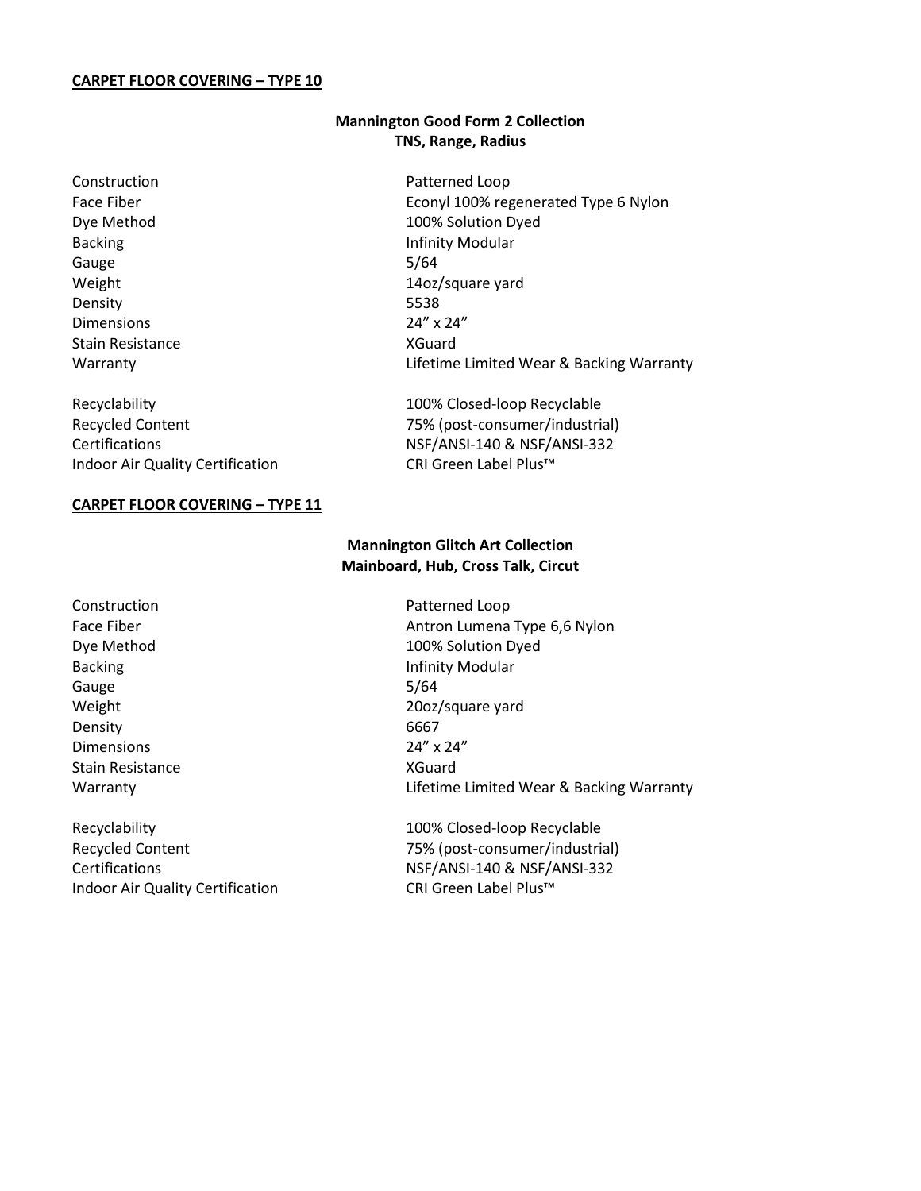**CARPET FLOOR COVERING – TYPE 10**

**Mannington Good Form 2 Collection**
**TNS, Range, Radius**

| | |
|---|---|
| Construction | Patterned Loop |
| Face Fiber | Econyl 100% regenerated Type 6 Nylon |
| Dye Method | 100% Solution Dyed |
| Backing | Infinity Modular |
| Gauge | 5/64 |
| Weight | 14oz/square yard |
| Density | 5538 |
| Dimensions | 24" x 24" |
| Stain Resistance | XGuard |
| Warranty | Lifetime Limited Wear & Backing Warranty |
| Recyclability | 100% Closed-loop Recyclable |
| Recycled Content | 75% (post-consumer/industrial) |
| Certifications | NSF/ANSI-140 & NSF/ANSI-332 |
| Indoor Air Quality Certification | CRI Green Label Plus™ |

**CARPET FLOOR COVERING – TYPE 11**

**Mannington Glitch Art Collection**
**Mainboard, Hub, Cross Talk, Circut**

| | |
|---|---|
| Construction | Patterned Loop |
| Face Fiber | Antron Lumena Type 6,6 Nylon |
| Dye Method | 100% Solution Dyed |
| Backing | Infinity Modular |
| Gauge | 5/64 |
| Weight | 20oz/square yard |
| Density | 6667 |
| Dimensions | 24" x 24" |
| Stain Resistance | XGuard |
| Warranty | Lifetime Limited Wear & Backing Warranty |
| Recyclability | 100% Closed-loop Recyclable |
| Recycled Content | 75% (post-consumer/industrial) |
| Certifications | NSF/ANSI-140 & NSF/ANSI-332 |
| Indoor Air Quality Certification | CRI Green Label Plus™ |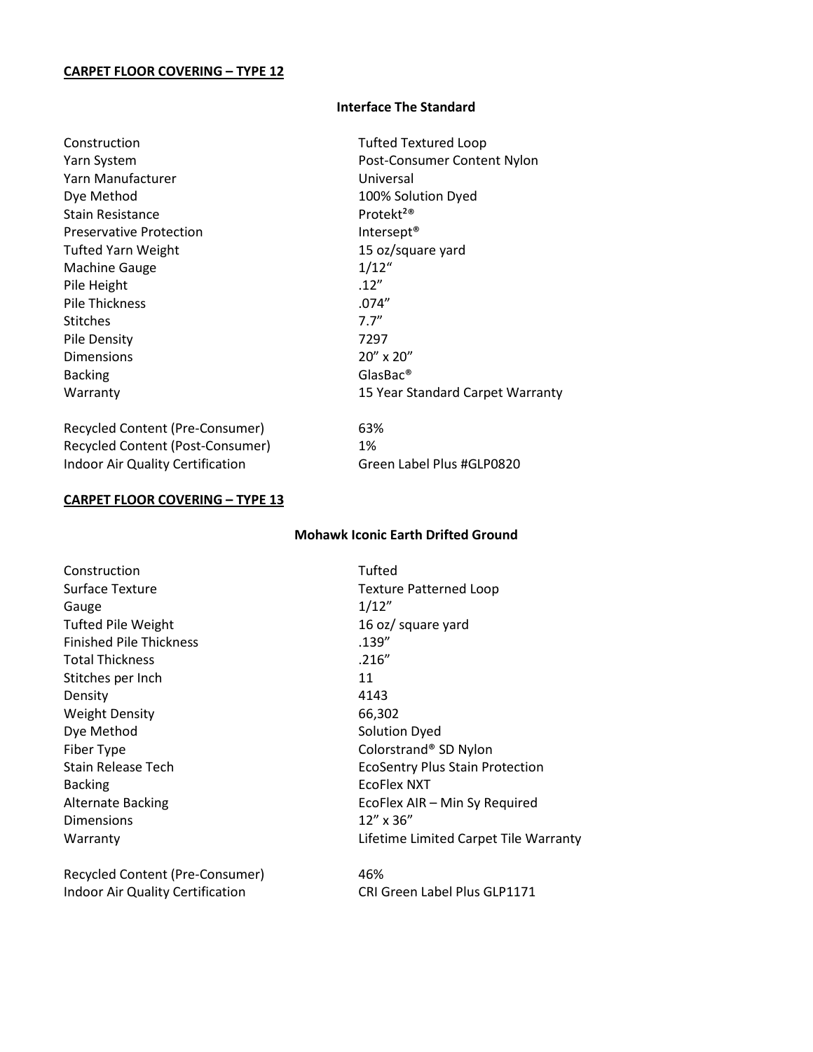**CARPET FLOOR COVERING – TYPE 12**

**Interface The Standard**

| | |
|---|---|
| Construction | Tufted Textured Loop |
| Yarn System | Post-Consumer Content Nylon |
| Yarn Manufacturer | Universal |
| Dye Method | 100% Solution Dyed |
| Stain Resistance | Protekt²® |
| Preservative Protection | Intersept® |
| Tufted Yarn Weight | 15 oz/square yard |
| Machine Gauge | 1/12" |
| Pile Height | .12" |
| Pile Thickness | .074" |
| Stitches | 7.7" |
| Pile Density | 7297 |
| Dimensions | 20" x 20" |
| Backing | GlasBac® |
| Warranty | 15 Year Standard Carpet Warranty |

| | |
|---|---|
| Recycled Content (Pre-Consumer) | 63% |
| Recycled Content (Post-Consumer) | 1% |
| Indoor Air Quality Certification | Green Label Plus #GLP0820 |

**CARPET FLOOR COVERING – TYPE 13**

**Mohawk Iconic Earth Drifted Ground**

| | |
|---|---|
| Construction | Tufted |
| Surface Texture | Texture Patterned Loop |
| Gauge | 1/12" |
| Tufted Pile Weight | 16 oz/ square yard |
| Finished Pile Thickness | .139" |
| Total Thickness | .216" |
| Stitches per Inch | 11 |
| Density | 4143 |
| Weight Density | 66,302 |
| Dye Method | Solution Dyed |
| Fiber Type | Colorstrand® SD Nylon |
| Stain Release Tech | EcoSentry Plus Stain Protection |
| Backing | EcoFlex NXT |
| Alternate Backing | EcoFlex AIR – Min Sy Required |
| Dimensions | 12" x 36" |
| Warranty | Lifetime Limited Carpet Tile Warranty |

| | |
|---|---|
| Recycled Content (Pre-Consumer) | 46% |
| Indoor Air Quality Certification | CRI Green Label Plus GLP1171 |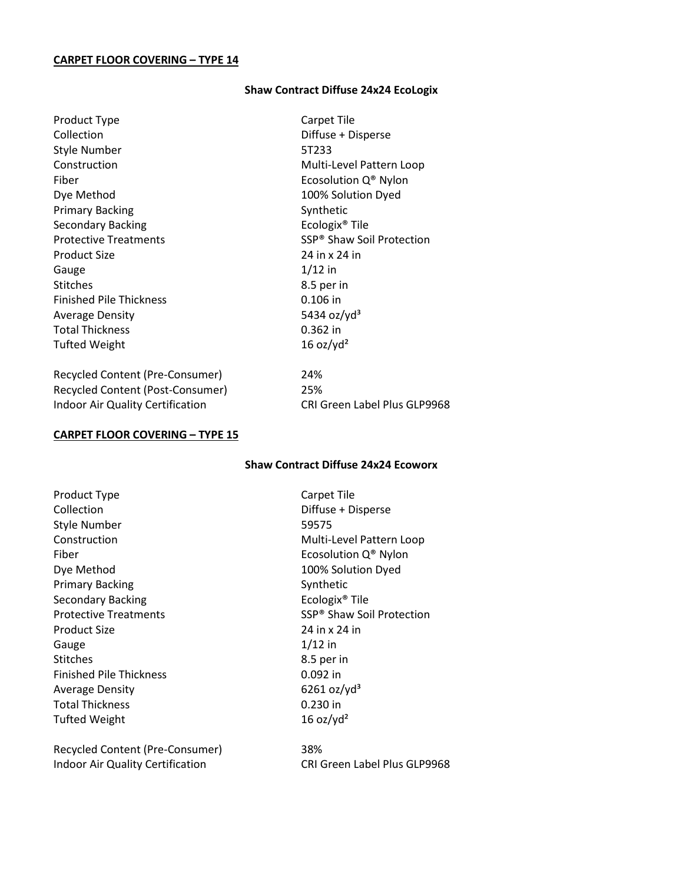**CARPET FLOOR COVERING – TYPE 14**

**Shaw Contract Diffuse 24x24 EcoLogix**

| | |
|---|---|
| Product Type | Carpet Tile |
| Collection | Diffuse + Disperse |
| Style Number | 5T233 |
| Construction | Multi-Level Pattern Loop |
| Fiber | Ecosolution Q® Nylon |
| Dye Method | 100% Solution Dyed |
| Primary Backing | Synthetic |
| Secondary Backing | Ecologix® Tile |
| Protective Treatments | SSP® Shaw Soil Protection |
| Product Size | 24 in x 24 in |
| Gauge | 1/12 in |
| Stitches | 8.5 per in |
| Finished Pile Thickness | 0.106 in |
| Average Density | 5434 oz/yd³ |
| Total Thickness | 0.362 in |
| Tufted Weight | 16 oz/yd² |
| Recycled Content (Pre-Consumer) | 24% |
| Recycled Content (Post-Consumer) | 25% |
| Indoor Air Quality Certification | CRI Green Label Plus GLP9968 |

**CARPET FLOOR COVERING – TYPE 15**

**Shaw Contract Diffuse 24x24 Ecoworx**

| | |
|---|---|
| Product Type | Carpet Tile |
| Collection | Diffuse + Disperse |
| Style Number | 59575 |
| Construction | Multi-Level Pattern Loop |
| Fiber | Ecosolution Q® Nylon |
| Dye Method | 100% Solution Dyed |
| Primary Backing | Synthetic |
| Secondary Backing | Ecologix® Tile |
| Protective Treatments | SSP® Shaw Soil Protection |
| Product Size | 24 in x 24 in |
| Gauge | 1/12 in |
| Stitches | 8.5 per in |
| Finished Pile Thickness | 0.092 in |
| Average Density | 6261 oz/yd³ |
| Total Thickness | 0.230 in |
| Tufted Weight | 16 oz/yd² |
| Recycled Content (Pre-Consumer) | 38% |
| Indoor Air Quality Certification | CRI Green Label Plus GLP9968 |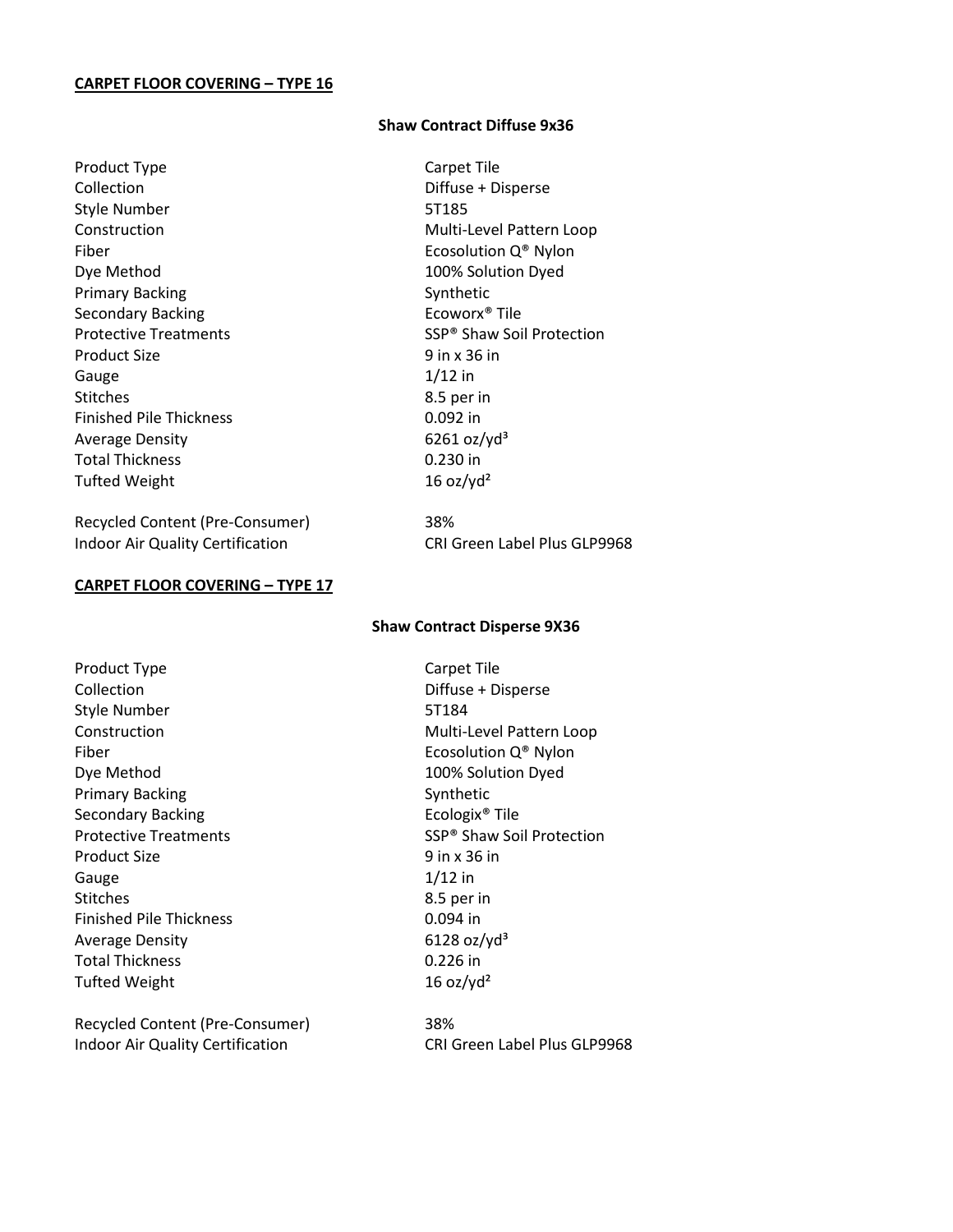**CARPET FLOOR COVERING – TYPE 16**

**Shaw Contract Diffuse 9x36**

| | |
|---|---|
| Product Type | Carpet Tile |
| Collection | Diffuse + Disperse |
| Style Number | 5T185 |
| Construction | Multi-Level Pattern Loop |
| Fiber | Ecosolution Q® Nylon |
| Dye Method | 100% Solution Dyed |
| Primary Backing | Synthetic |
| Secondary Backing | Ecoworx® Tile |
| Protective Treatments | SSP® Shaw Soil Protection |
| Product Size | 9 in x 36 in |
| Gauge | 1/12 in |
| Stitches | 8.5 per in |
| Finished Pile Thickness | 0.092 in |
| Average Density | 6261 $oz/yd^3$ |
| Total Thickness | 0.230 in |
| Tufted Weight | 16 $oz/yd^2$ |
| Recycled Content (Pre-Consumer) | 38% |
| Indoor Air Quality Certification | CRI Green Label Plus GLP9968 |

**CARPET FLOOR COVERING – TYPE 17**

**Shaw Contract Disperse 9X36**

| | |
|---|---|
| Product Type | Carpet Tile |
| Collection | Diffuse + Disperse |
| Style Number | 5T184 |
| Construction | Multi-Level Pattern Loop |
| Fiber | Ecosolution Q® Nylon |
| Dye Method | 100% Solution Dyed |
| Primary Backing | Synthetic |
| Secondary Backing | Ecologix® Tile |
| Protective Treatments | SSP® Shaw Soil Protection |
| Product Size | 9 in x 36 in |
| Gauge | 1/12 in |
| Stitches | 8.5 per in |
| Finished Pile Thickness | 0.094 in |
| Average Density | 6128 $oz/yd^3$ |
| Total Thickness | 0.226 in |
| Tufted Weight | 16 $oz/yd^2$ |
| Recycled Content (Pre-Consumer) | 38% |
| Indoor Air Quality Certification | CRI Green Label Plus GLP9968 |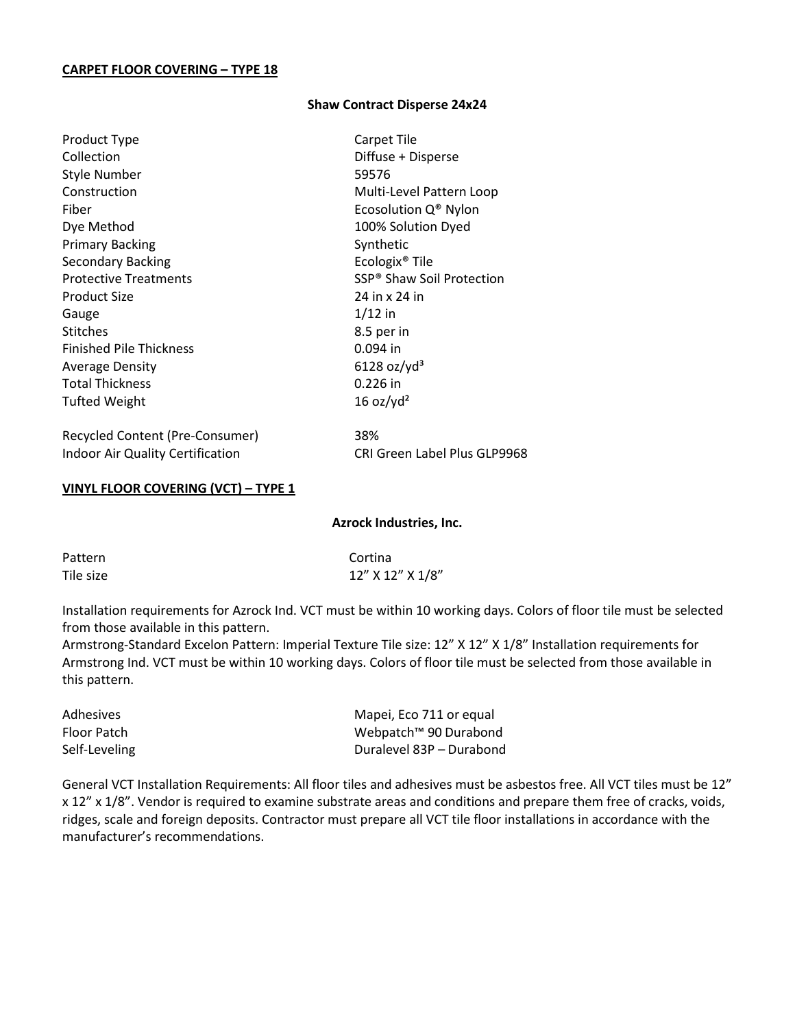**CARPET FLOOR COVERING – TYPE 18**

**Shaw Contract Disperse 24x24**

| | |
|---|---|
| Product Type | Carpet Tile |
| Collection | Diffuse + Disperse |
| Style Number | 59576 |
| Construction | Multi-Level Pattern Loop |
| Fiber | Ecosolution Q® Nylon |
| Dye Method | 100% Solution Dyed |
| Primary Backing | Synthetic |
| Secondary Backing | Ecologix® Tile |
| Protective Treatments | SSP® Shaw Soil Protection |
| Product Size | 24 in x 24 in |
| Gauge | 1/12 in |
| Stitches | 8.5 per in |
| Finished Pile Thickness | 0.094 in |
| Average Density | 6128 $oz/yd^3$ |
| Total Thickness | 0.226 in |
| Tufted Weight | 16 $oz/yd^2$ |
| Recycled Content (Pre-Consumer) | 38% |
| Indoor Air Quality Certification | CRI Green Label Plus GLP9968 |

**VINYL FLOOR COVERING (VCT) – TYPE 1**

**Azrock Industries, Inc.**

| | |
|---|---|
| Pattern | Cortina |
| Tile size | 12" X 12" X 1/8" |

Installation requirements for Azrock Ind. VCT must be within 10 working days. Colors of floor tile must be selected from those available in this pattern.
Armstrong-Standard Excelon Pattern: Imperial Texture Tile size: 12" X 12" X 1/8" Installation requirements for Armstrong Ind. VCT must be within 10 working days. Colors of floor tile must be selected from those available in this pattern.

| | |
|---|---|
| Adhesives | Mapei, Eco 711 or equal |
| Floor Patch | Webpatch™ 90 Durabond |
| Self-Leveling | Duralevel 83P – Durabond |

General VCT Installation Requirements: All floor tiles and adhesives must be asbestos free. All VCT tiles must be 12" x 12" x 1/8". Vendor is required to examine substrate areas and conditions and prepare them free of cracks, voids, ridges, scale and foreign deposits. Contractor must prepare all VCT tile floor installations in accordance with the manufacturer's recommendations.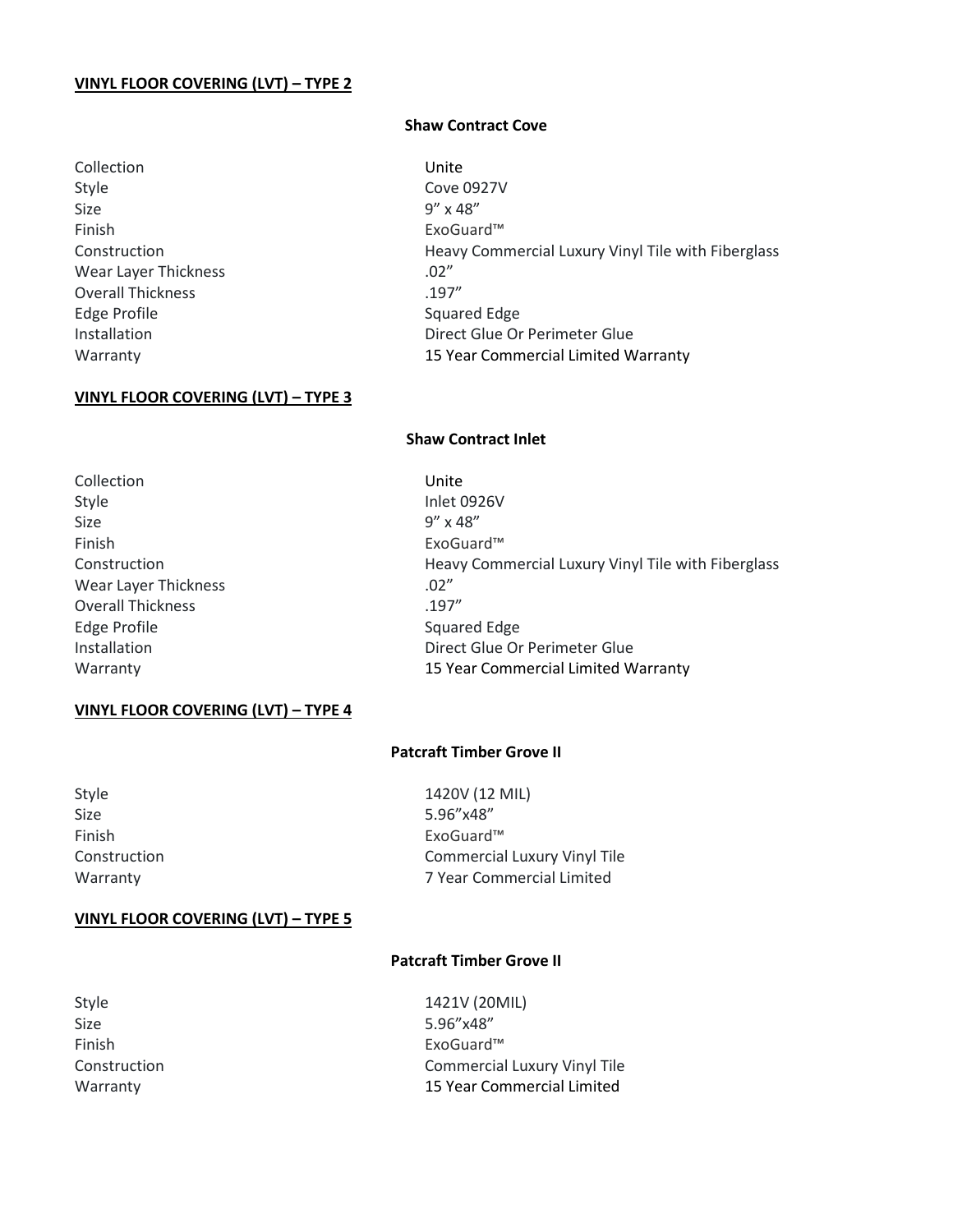**VINYL FLOOR COVERING (LVT) – TYPE 2**

**Shaw Contract Cove**

| | |
|---|---|
| Collection | Unite |
| Style | Cove 0927V |
| Size | 9" x 48" |
| Finish | ExoGuard™ |
| Construction | Heavy Commercial Luxury Vinyl Tile with Fiberglass |
| Wear Layer Thickness | .02" |
| Overall Thickness | .197" |
| Edge Profile | Squared Edge |
| Installation | Direct Glue Or Perimeter Glue |
| Warranty | 15 Year Commercial Limited Warranty |

**VINYL FLOOR COVERING (LVT) – TYPE 3**

**Shaw Contract Inlet**

| | |
|---|---|
| Collection | Unite |
| Style | Inlet 0926V |
| Size | 9" x 48" |
| Finish | ExoGuard™ |
| Construction | Heavy Commercial Luxury Vinyl Tile with Fiberglass |
| Wear Layer Thickness | .02" |
| Overall Thickness | .197" |
| Edge Profile | Squared Edge |
| Installation | Direct Glue Or Perimeter Glue |
| Warranty | 15 Year Commercial Limited Warranty |

**VINYL FLOOR COVERING (LVT) – TYPE 4**

**Patcraft Timber Grove II**

| | |
|---|---|
| Style | 1420V (12 MIL) |
| Size | 5.96"x48" |
| Finish | ExoGuard™ |
| Construction | Commercial Luxury Vinyl Tile |
| Warranty | 7 Year Commercial Limited |

**VINYL FLOOR COVERING (LVT) – TYPE 5**

**Patcraft Timber Grove II**

| | |
|---|---|
| Style | 1421V (20MIL) |
| Size | 5.96"x48" |
| Finish | ExoGuard™ |
| Construction | Commercial Luxury Vinyl Tile |
| Warranty | 15 Year Commercial Limited |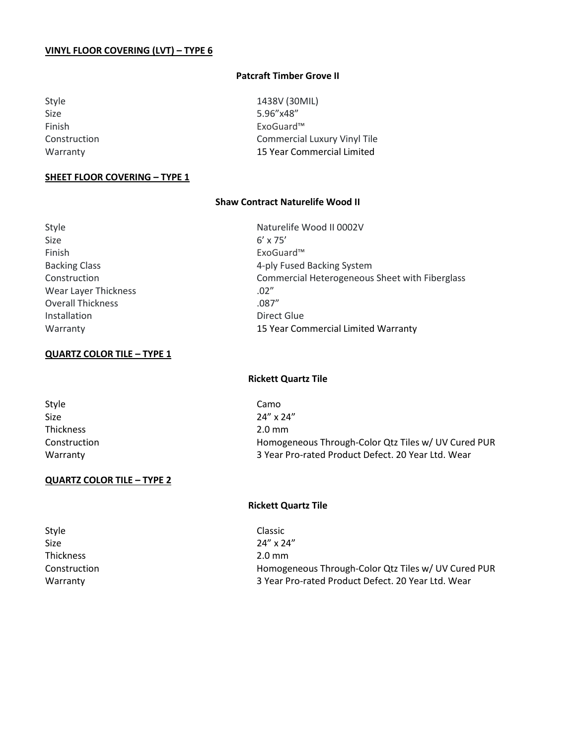**VINYL FLOOR COVERING (LVT) – TYPE 6**

**Patcraft Timber Grove II**

| | |
|---|---|
| Style | 1438V (30MIL) |
| Size | 5.96”x48” |
| Finish | ExoGuard™ |
| Construction | Commercial Luxury Vinyl Tile |
| Warranty | 15 Year Commercial Limited |

**SHEET FLOOR COVERING – TYPE 1**

**Shaw Contract Naturelife Wood II**

| | |
|---|---|
| Style | Naturelife Wood II 0002V |
| Size | 6’ x 75’ |
| Finish | ExoGuard™ |
| Backing Class | 4-ply Fused Backing System |
| Construction | Commercial Heterogeneous Sheet with Fiberglass |
| Wear Layer Thickness | .02” |
| Overall Thickness | .087” |
| Installation | Direct Glue |
| Warranty | 15 Year Commercial Limited Warranty |

**QUARTZ COLOR TILE – TYPE 1**

**Rickett Quartz Tile**

| | |
|---|---|
| Style | Camo |
| Size | 24” x 24” |
| Thickness | 2.0 mm |
| Construction | Homogeneous Through-Color Qtz Tiles w/ UV Cured PUR |
| Warranty | 3 Year Pro-rated Product Defect. 20 Year Ltd. Wear |

**QUARTZ COLOR TILE – TYPE 2**

**Rickett Quartz Tile**

| | |
|---|---|
| Style | Classic |
| Size | 24” x 24” |
| Thickness | 2.0 mm |
| Construction | Homogeneous Through-Color Qtz Tiles w/ UV Cured PUR |
| Warranty | 3 Year Pro-rated Product Defect. 20 Year Ltd. Wear |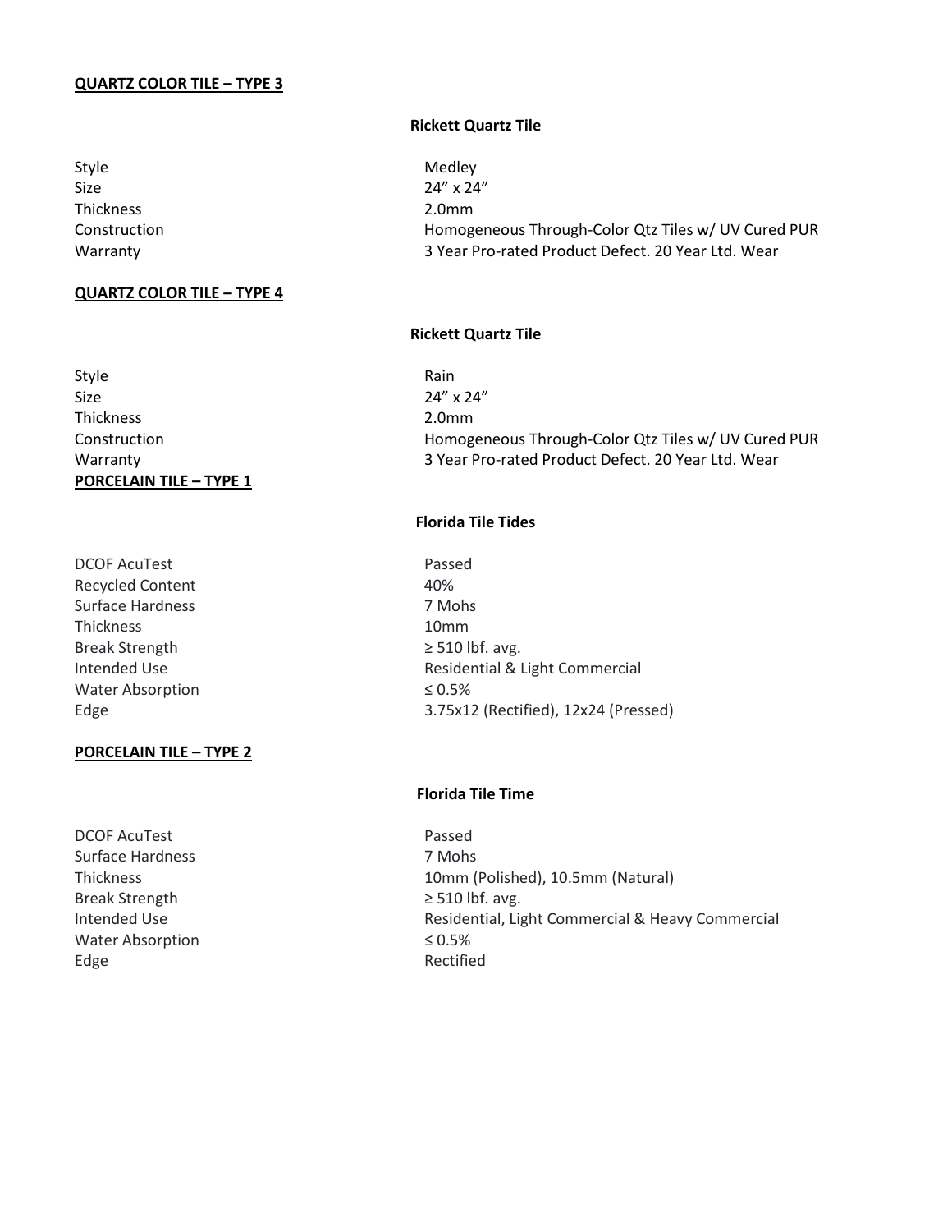**QUARTZ COLOR TILE – TYPE 3**

**Rickett Quartz Tile**

| | |
|---|---|
| Style | Medley |
| Size | 24” x 24” |
| Thickness | 2.0mm |
| Construction | Homogeneous Through-Color Qtz Tiles w/ UV Cured PUR |
| Warranty | 3 Year Pro-rated Product Defect. 20 Year Ltd. Wear |

**QUARTZ COLOR TILE – TYPE 4**

**Rickett Quartz Tile**

| | |
|---|---|
| Style | Rain |
| Size | 24” x 24” |
| Thickness | 2.0mm |
| Construction | Homogeneous Through-Color Qtz Tiles w/ UV Cured PUR |
| Warranty | 3 Year Pro-rated Product Defect. 20 Year Ltd. Wear |

**PORCELAIN TILE – TYPE 1**

**Florida Tile Tides**

| | |
|---|---|
| DCOF AcuTest | Passed |
| Recycled Content | 40% |
| Surface Hardness | 7 Mohs |
| Thickness | 10mm |
| Break Strength | ≥ 510 lbf. avg. |
| Intended Use | Residential & Light Commercial |
| Water Absorption | ≤ 0.5% |
| Edge | 3.75x12 (Rectified), 12x24 (Pressed) |

**PORCELAIN TILE – TYPE 2**

**Florida Tile Time**

| | |
|---|---|
| DCOF AcuTest | Passed |
| Surface Hardness | 7 Mohs |
| Thickness | 10mm (Polished), 10.5mm (Natural) |
| Break Strength | ≥ 510 lbf. avg. |
| Intended Use | Residential, Light Commercial & Heavy Commercial |
| Water Absorption | ≤ 0.5% |
| Edge | Rectified |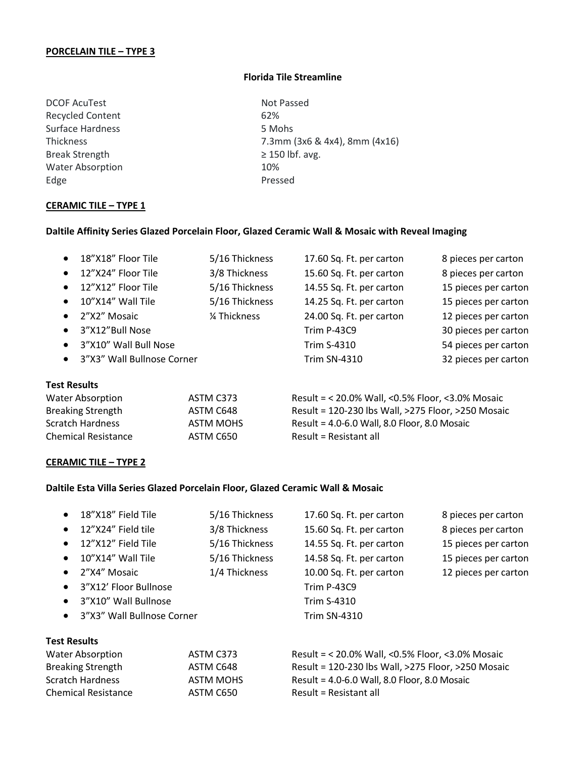**PORCELAIN TILE – TYPE 3**

**Florida Tile Streamline**

| | |
|---|---|
| DCOF AcuTest | Not Passed |
| Recycled Content | 62% |
| Surface Hardness | 5 Mohs |
| Thickness | 7.3mm (3x6 & 4x4), 8mm (4x16) |
| Break Strength | ≥ 150 lbf. avg. |
| Water Absorption | 10% |
| Edge | Pressed |

**CERAMIC TILE – TYPE 1**

**Daltile Affinity Series Glazed Porcelain Floor, Glazed Ceramic Wall & Mosaic with Reveal Imaging**

| | | | |
|---|---|---|---|
| • 18"X18" Floor Tile | 5/16 Thickness | 17.60 Sq. Ft. per carton | 8 pieces per carton |
| • 12"X24" Floor Tile | 3/8 Thickness | 15.60 Sq. Ft. per carton | 8 pieces per carton |
| • 12"X12" Floor Tile | 5/16 Thickness | 14.55 Sq. Ft. per carton | 15 pieces per carton |
| • 10"X14" Wall Tile | 5/16 Thickness | 14.25 Sq. Ft. per carton | 15 pieces per carton |
| • 2"X2" Mosaic | ¼ Thickness | 24.00 Sq. Ft. per carton | 12 pieces per carton |
| • 3"X12"Bull Nose | | Trim P-43C9 | 30 pieces per carton |
| • 3"X10" Wall Bull Nose | | Trim S-4310 | 54 pieces per carton |
| • 3"X3" Wall Bullnose Corner | | Trim SN-4310 | 32 pieces per carton |

**Test Results**

| | | |
|---|---|---|
| Water Absorption | ASTM C373 | Result = < 20.0% Wall, <0.5% Floor, <3.0% Mosaic |
| Breaking Strength | ASTM C648 | Result = 120-230 lbs Wall, >275 Floor, >250 Mosaic |
| Scratch Hardness | ASTM MOHS | Result = 4.0-6.0 Wall, 8.0 Floor, 8.0 Mosaic |
| Chemical Resistance | ASTM C650 | Result = Resistant all |

**CERAMIC TILE – TYPE 2**

**Daltile Esta Villa Series Glazed Porcelain Floor, Glazed Ceramic Wall & Mosaic**

| | | | |
|---|---|---|---|
| • 18"X18" Field Tile | 5/16 Thickness | 17.60 Sq. Ft. per carton | 8 pieces per carton |
| • 12"X24" Field tile | 3/8 Thickness | 15.60 Sq. Ft. per carton | 8 pieces per carton |
| • 12"X12" Field Tile | 5/16 Thickness | 14.55 Sq. Ft. per carton | 15 pieces per carton |
| • 10"X14" Wall Tile | 5/16 Thickness | 14.58 Sq. Ft. per carton | 15 pieces per carton |
| • 2"X4" Mosaic | 1/4 Thickness | 10.00 Sq. Ft. per carton | 12 pieces per carton |
| • 3"X12' Floor Bullnose | | Trim P-43C9 | |
| • 3"X10" Wall Bullnose | | Trim S-4310 | |
| • 3"X3" Wall Bullnose Corner | | Trim SN-4310 | |

**Test Results**

| | | |
|---|---|---|
| Water Absorption | ASTM C373 | Result = < 20.0% Wall, <0.5% Floor, <3.0% Mosaic |
| Breaking Strength | ASTM C648 | Result = 120-230 lbs Wall, >275 Floor, >250 Mosaic |
| Scratch Hardness | ASTM MOHS | Result = 4.0-6.0 Wall, 8.0 Floor, 8.0 Mosaic |
| Chemical Resistance | ASTM C650 | Result = Resistant all |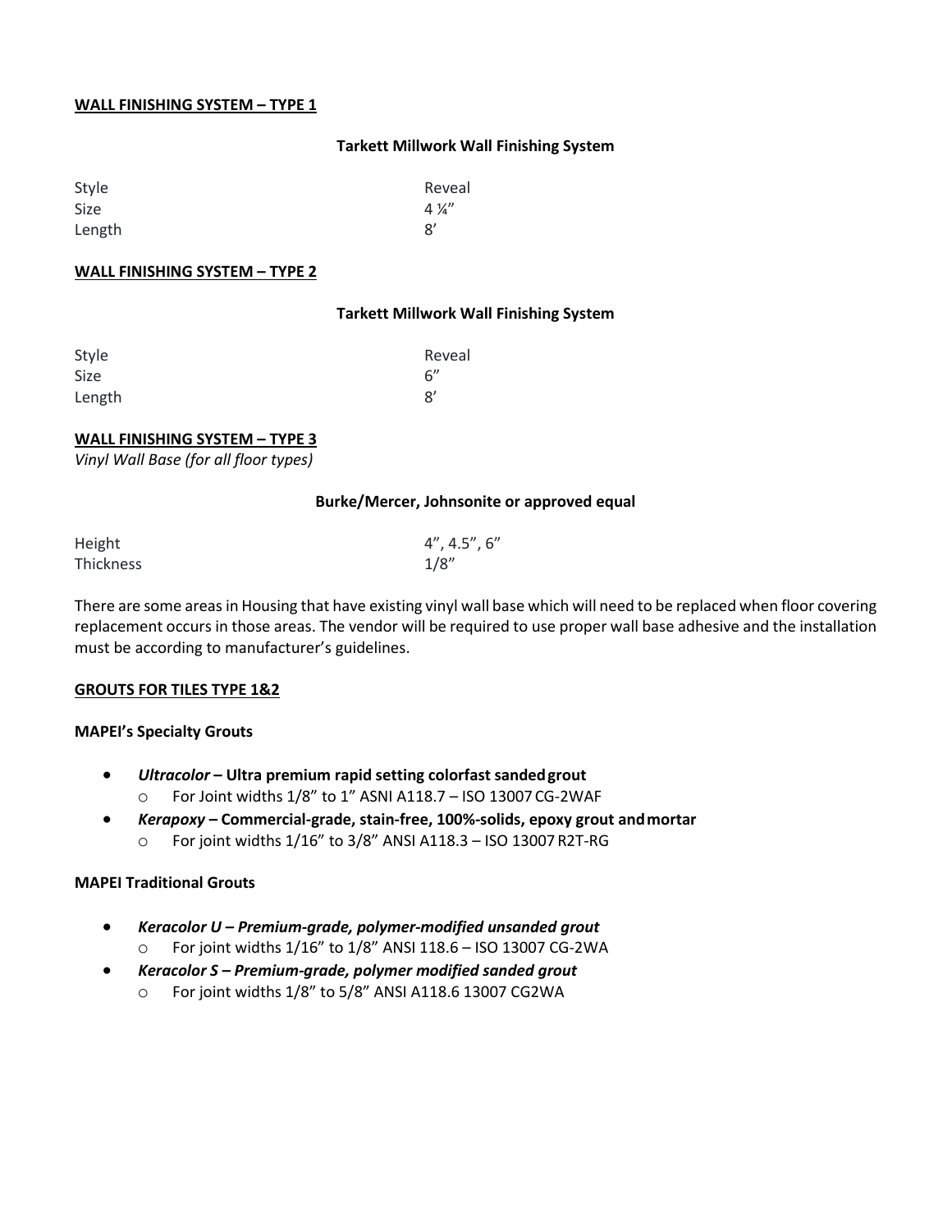**WALL FINISHING SYSTEM – TYPE 1**

**Tarkett Millwork Wall Finishing System**

| | |
|---|---|
| Style | Reveal |
| Size | 4 ¼" |
| Length | 8' |

**WALL FINISHING SYSTEM – TYPE 2**

**Tarkett Millwork Wall Finishing System**

| | |
|---|---|
| Style | Reveal |
| Size | 6" |
| Length | 8' |

**WALL FINISHING SYSTEM – TYPE 3**

*Vinyl Wall Base (for all floor types)*

**Burke/Mercer, Johnsonite or approved equal**

| | |
|---|---|
| Height | 4", 4.5", 6" |
| Thickness | 1/8" |

There are some areas in Housing that have existing vinyl wall base which will need to be replaced when floor covering replacement occurs in those areas. The vendor will be required to use proper wall base adhesive and the installation must be according to manufacturer's guidelines.

**GROUTS FOR TILES TYPE 1&2**

**MAPEI's Specialty Grouts**

- ***Ultracolor* – Ultra premium rapid setting colorfast sanded grout**
  - For Joint widths 1/8" to 1" ASNI A118.7 – ISO 13007 CG-2WAF
- ***Kerapoxy* – Commercial-grade, stain-free, 100%-solids, epoxy grout and mortar**
  - For joint widths 1/16" to 3/8" ANSI A118.3 – ISO 13007 R2T-RG

**MAPEI Traditional Grouts**

- ***Keracolor U – Premium-grade, polymer-modified unsanded grout***
  - For joint widths 1/16" to 1/8" ANSI 118.6 – ISO 13007 CG-2WA
- ***Keracolor S – Premium-grade, polymer modified sanded grout***
  - For joint widths 1/8" to 5/8" ANSI A118.6 13007 CG2WA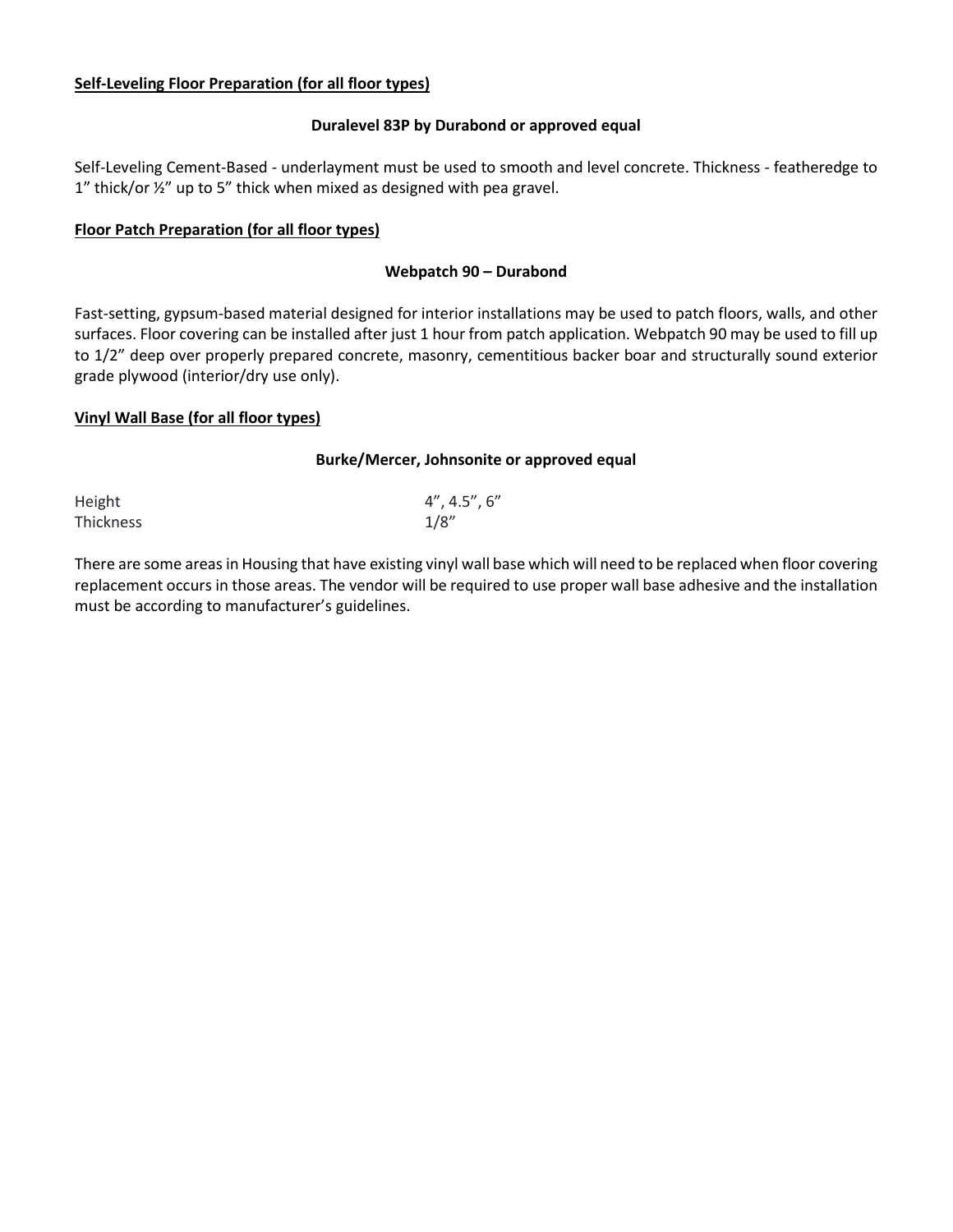**Self-Leveling Floor Preparation (for all floor types)**

**Duralevel 83P by Durabond or approved equal**

Self-Leveling Cement-Based - underlayment must be used to smooth and level concrete. Thickness - featheredge to 1" thick/or ½" up to 5" thick when mixed as designed with pea gravel.

**Floor Patch Preparation (for all floor types)**

**Webpatch 90 – Durabond**

Fast-setting, gypsum-based material designed for interior installations may be used to patch floors, walls, and other surfaces. Floor covering can be installed after just 1 hour from patch application. Webpatch 90 may be used to fill up to 1/2" deep over properly prepared concrete, masonry, cementitious backer boar and structurally sound exterior grade plywood (interior/dry use only).

**Vinyl Wall Base (for all floor types)**

**Burke/Mercer, Johnsonite or approved equal**

| | |
|---|---|
| Height | 4", 4.5", 6" |
| Thickness | 1/8" |

There are some areas in Housing that have existing vinyl wall base which will need to be replaced when floor covering replacement occurs in those areas. The vendor will be required to use proper wall base adhesive and the installation must be according to manufacturer's guidelines.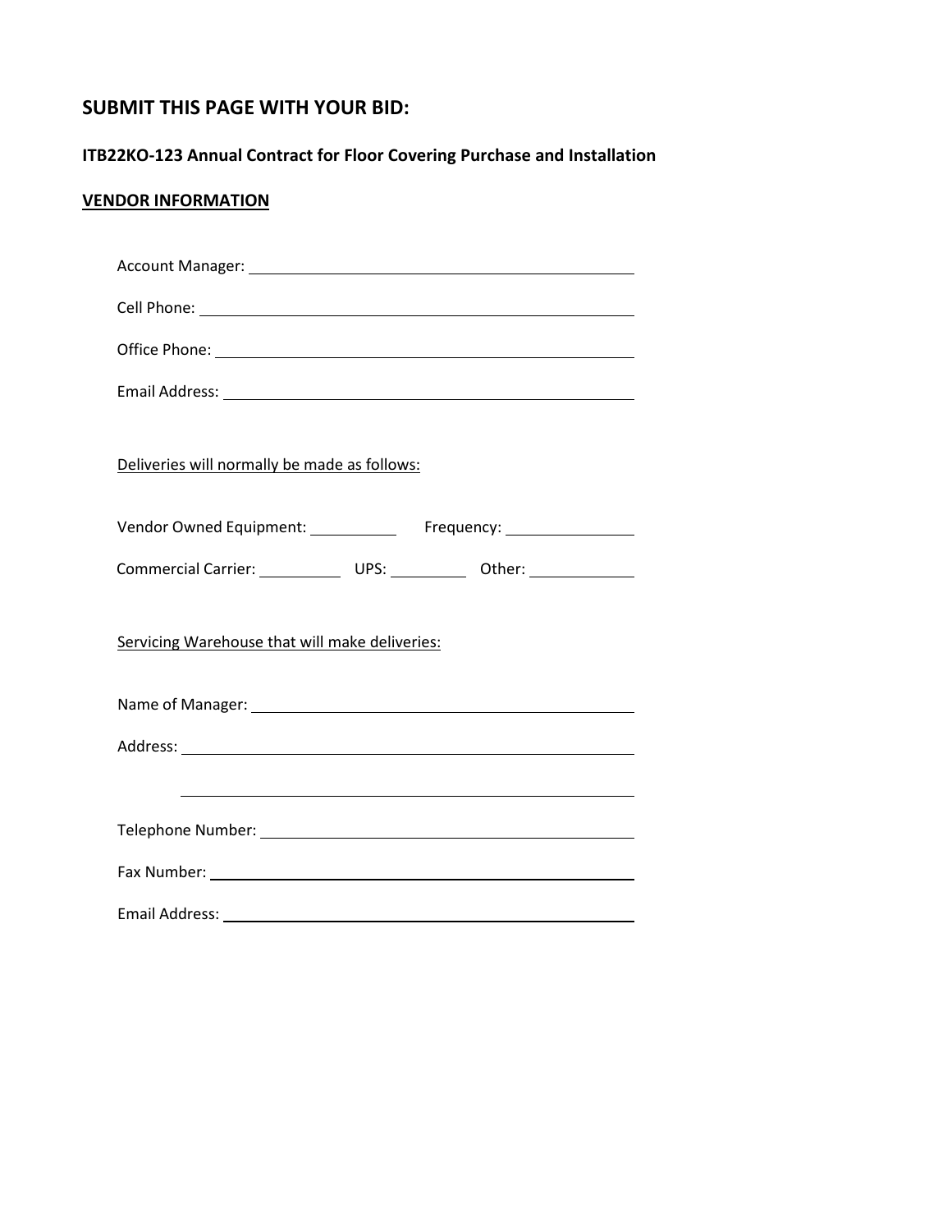## SUBMIT THIS PAGE WITH YOUR BID:

### ITB22KO-123 Annual Contract for Floor Covering Purchase and Installation

**VENDOR INFORMATION**

Account Manager: ______________________________________________

Cell Phone: ______________________________________________

Office Phone: ______________________________________________

Email Address: ______________________________________________

Deliveries will normally be made as follows:

Vendor Owned Equipment: __________ Frequency: ______________

Commercial Carrier: __________ UPS: _________ Other: ____________

Servicing Warehouse that will make deliveries:

Name of Manager: ______________________________________________

Address: ______________________________________________

______________________________________________

Telephone Number: ______________________________________________

Fax Number: ______________________________________________

Email Address: ______________________________________________